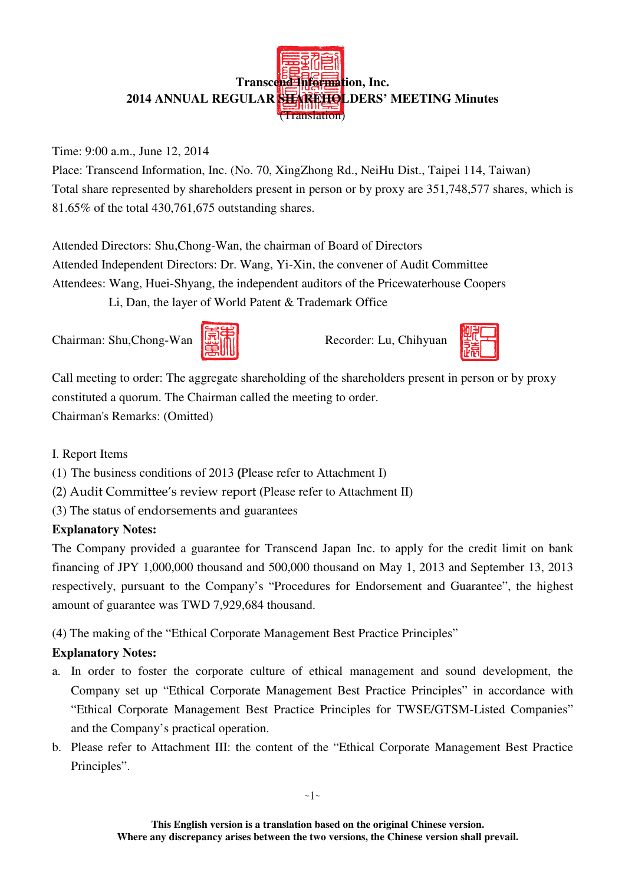# Transcend Information, Inc.
# 2014 ANNUAL REGULAR SHAREHOLDERS' MEETING Minutes
(Translation)

Time: 9:00 a.m., June 12, 2014

Place: Transcend Information, Inc. (No. 70, XingZhong Rd., NeiHu Dist., Taipei 114, Taiwan)

Total share represented by shareholders present in person or by proxy are 351,748,577 shares, which is 81.65% of the total 430,761,675 outstanding shares.

Attended Directors: Shu,Chong-Wan, the chairman of Board of Directors

Attended Independent Directors: Dr. Wang, Yi-Xin, the convener of Audit Committee

Attendees: Wang, Huei-Shyang, the independent auditors of the Pricewaterhouse Coopers

Li, Dan, the layer of World Patent & Trademark Office

Chairman: Shu,Chong-Wan　　　　Recorder: Lu, Chihyuan

Call meeting to order: The aggregate shareholding of the shareholders present in person or by proxy constituted a quorum. The Chairman called the meeting to order.

Chairman's Remarks: (Omitted)

I. Report Items

(1) The business conditions of 2013 **(**Please refer to Attachment I)

(2) Audit Committee's review report (Please refer to Attachment II)

(3) The status of endorsements and guarantees

**Explanatory Notes:**

The Company provided a guarantee for Transcend Japan Inc. to apply for the credit limit on bank financing of JPY 1,000,000 thousand and 500,000 thousand on May 1, 2013 and September 13, 2013 respectively, pursuant to the Company's "Procedures for Endorsement and Guarantee", the highest amount of guarantee was TWD 7,929,684 thousand.

(4) The making of the "Ethical Corporate Management Best Practice Principles"

**Explanatory Notes:**

a. In order to foster the corporate culture of ethical management and sound development, the Company set up "Ethical Corporate Management Best Practice Principles" in accordance with "Ethical Corporate Management Best Practice Principles for TWSE/GTSM-Listed Companies" and the Company's practical operation.

b. Please refer to Attachment III: the content of the "Ethical Corporate Management Best Practice Principles".

**This English version is a translation based on the original Chinese version.**
**Where any discrepancy arises between the two versions, the Chinese version shall prevail.**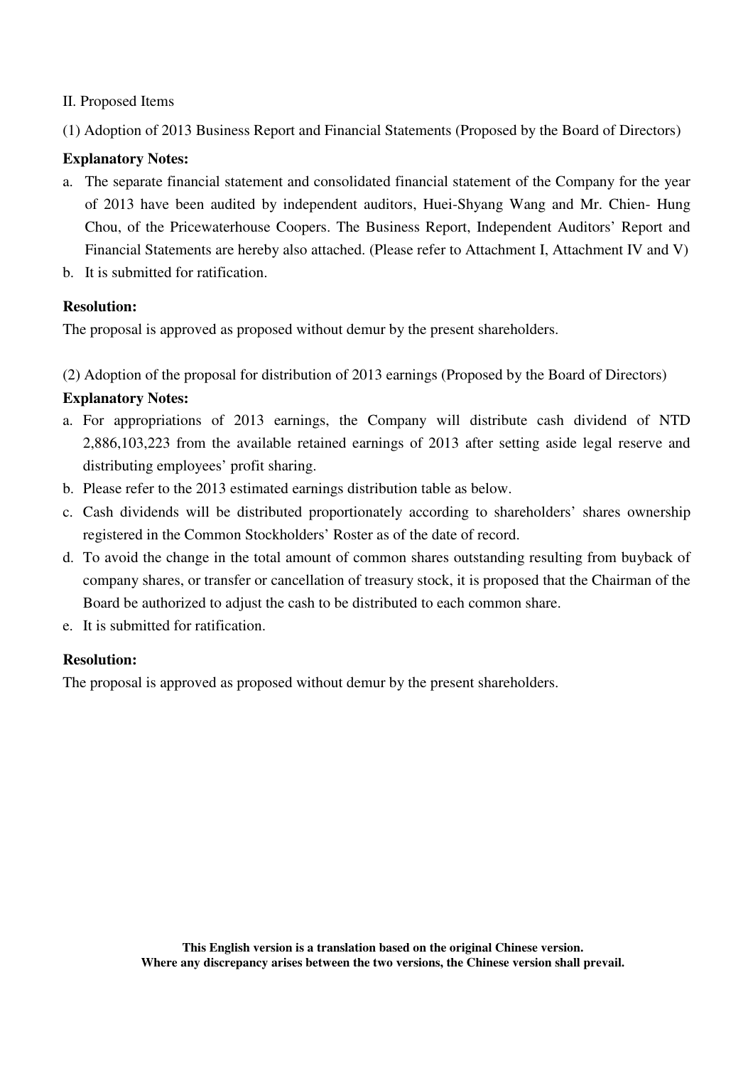II. Proposed Items

(1) Adoption of 2013 Business Report and Financial Statements (Proposed by the Board of Directors)

**Explanatory Notes:**

a. The separate financial statement and consolidated financial statement of the Company for the year of 2013 have been audited by independent auditors, Huei-Shyang Wang and Mr. Chien- Hung Chou, of the Pricewaterhouse Coopers. The Business Report, Independent Auditors' Report and Financial Statements are hereby also attached. (Please refer to Attachment I, Attachment IV and V)

b. It is submitted for ratification.

**Resolution:**

The proposal is approved as proposed without demur by the present shareholders.

(2) Adoption of the proposal for distribution of 2013 earnings (Proposed by the Board of Directors)

**Explanatory Notes:**

a. For appropriations of 2013 earnings, the Company will distribute cash dividend of NTD 2,886,103,223 from the available retained earnings of 2013 after setting aside legal reserve and distributing employees' profit sharing.

b. Please refer to the 2013 estimated earnings distribution table as below.

c. Cash dividends will be distributed proportionately according to shareholders' shares ownership registered in the Common Stockholders' Roster as of the date of record.

d. To avoid the change in the total amount of common shares outstanding resulting from buyback of company shares, or transfer or cancellation of treasury stock, it is proposed that the Chairman of the Board be authorized to adjust the cash to be distributed to each common share.

e. It is submitted for ratification.

**Resolution:**

The proposal is approved as proposed without demur by the present shareholders.

**This English version is a translation based on the original Chinese version.**
**Where any discrepancy arises between the two versions, the Chinese version shall prevail.**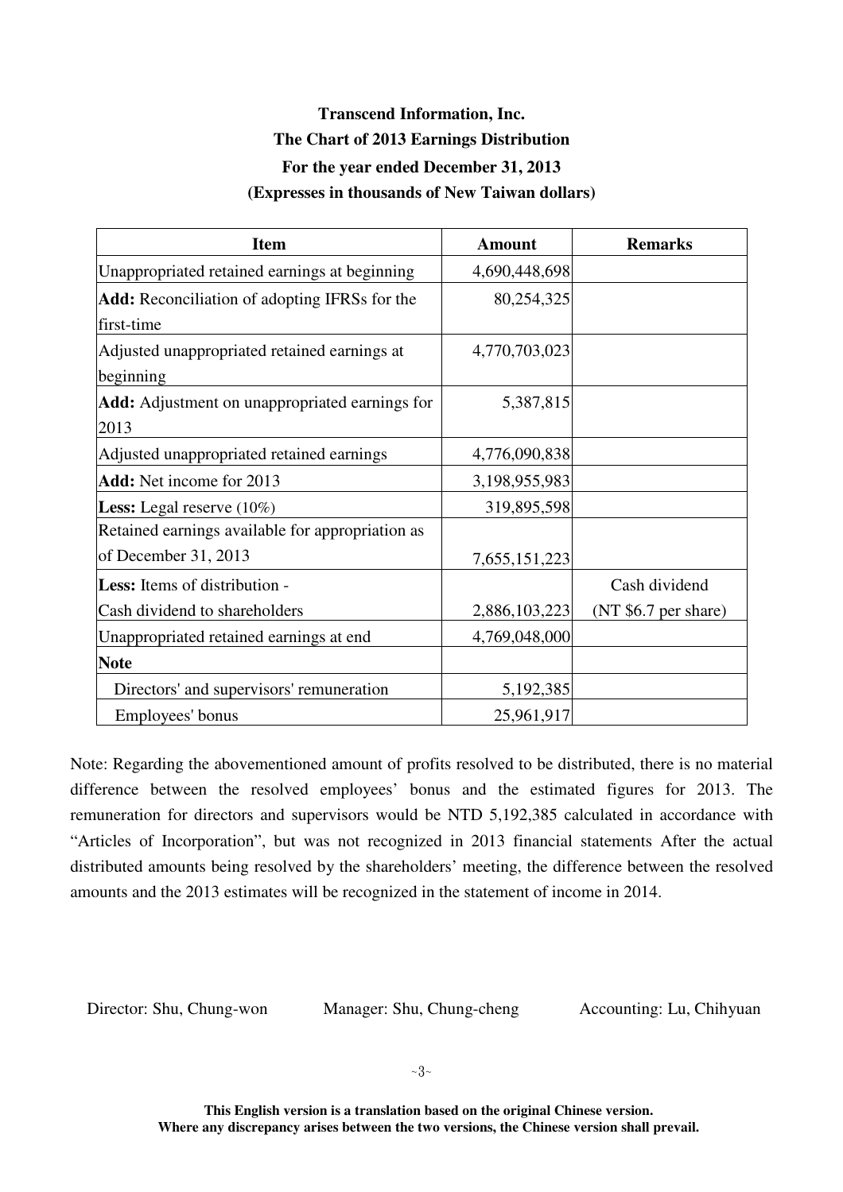# Transcend Information, Inc.

## The Chart of 2013 Earnings Distribution

### For the year ended December 31, 2013

### (Expresses in thousands of New Taiwan dollars)

| Item | Amount | Remarks |
|---|---|---|
| Unappropriated retained earnings at beginning | 4,690,448,698 | |
| **Add:** Reconciliation of adopting IFRSs for the first-time | 80,254,325 | |
| Adjusted unappropriated retained earnings at beginning | 4,770,703,023 | |
| **Add:** Adjustment on unappropriated earnings for 2013 | 5,387,815 | |
| Adjusted unappropriated retained earnings | 4,776,090,838 | |
| **Add:** Net income for 2013 | 3,198,955,983 | |
| **Less:** Legal reserve (10%) | 319,895,598 | |
| Retained earnings available for appropriation as of December 31, 2013 | 7,655,151,223 | |
| **Less:** Items of distribution - Cash dividend to shareholders | 2,886,103,223 | Cash dividend (NT $6.7 per share) |
| Unappropriated retained earnings at end | 4,769,048,000 | |
| **Note** | | |
| Directors' and supervisors' remuneration | 5,192,385 | |
| Employees' bonus | 25,961,917 | |

Note: Regarding the abovementioned amount of profits resolved to be distributed, there is no material difference between the resolved employees' bonus and the estimated figures for 2013. The remuneration for directors and supervisors would be NTD 5,192,385 calculated in accordance with "Articles of Incorporation", but was not recognized in 2013 financial statements After the actual distributed amounts being resolved by the shareholders' meeting, the difference between the resolved amounts and the 2013 estimates will be recognized in the statement of income in 2014.

Director: Shu, Chung-won    Manager: Shu, Chung-cheng    Accounting: Lu, Chihyuan

**This English version is a translation based on the original Chinese version. Where any discrepancy arises between the two versions, the Chinese version shall prevail.**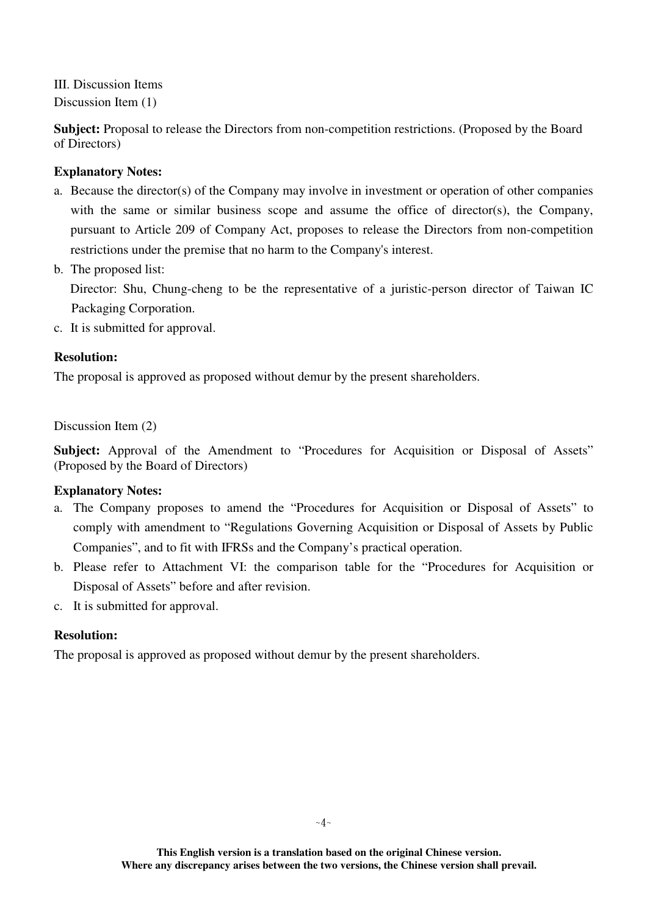III. Discussion Items

Discussion Item (1)

**Subject:** Proposal to release the Directors from non-competition restrictions. (Proposed by the Board of Directors)

**Explanatory Notes:**

a. Because the director(s) of the Company may involve in investment or operation of other companies with the same or similar business scope and assume the office of director(s), the Company, pursuant to Article 209 of Company Act, proposes to release the Directors from non-competition restrictions under the premise that no harm to the Company's interest.

b. The proposed list:

   Director: Shu, Chung-cheng to be the representative of a juristic-person director of Taiwan IC Packaging Corporation.

c. It is submitted for approval.

**Resolution:**

The proposal is approved as proposed without demur by the present shareholders.

Discussion Item (2)

**Subject:** Approval of the Amendment to "Procedures for Acquisition or Disposal of Assets" (Proposed by the Board of Directors)

**Explanatory Notes:**

a. The Company proposes to amend the "Procedures for Acquisition or Disposal of Assets" to comply with amendment to "Regulations Governing Acquisition or Disposal of Assets by Public Companies", and to fit with IFRSs and the Company's practical operation.

b. Please refer to Attachment VI: the comparison table for the "Procedures for Acquisition or Disposal of Assets" before and after revision.

c. It is submitted for approval.

**Resolution:**

The proposal is approved as proposed without demur by the present shareholders.

**This English version is a translation based on the original Chinese version.**
**Where any discrepancy arises between the two versions, the Chinese version shall prevail.**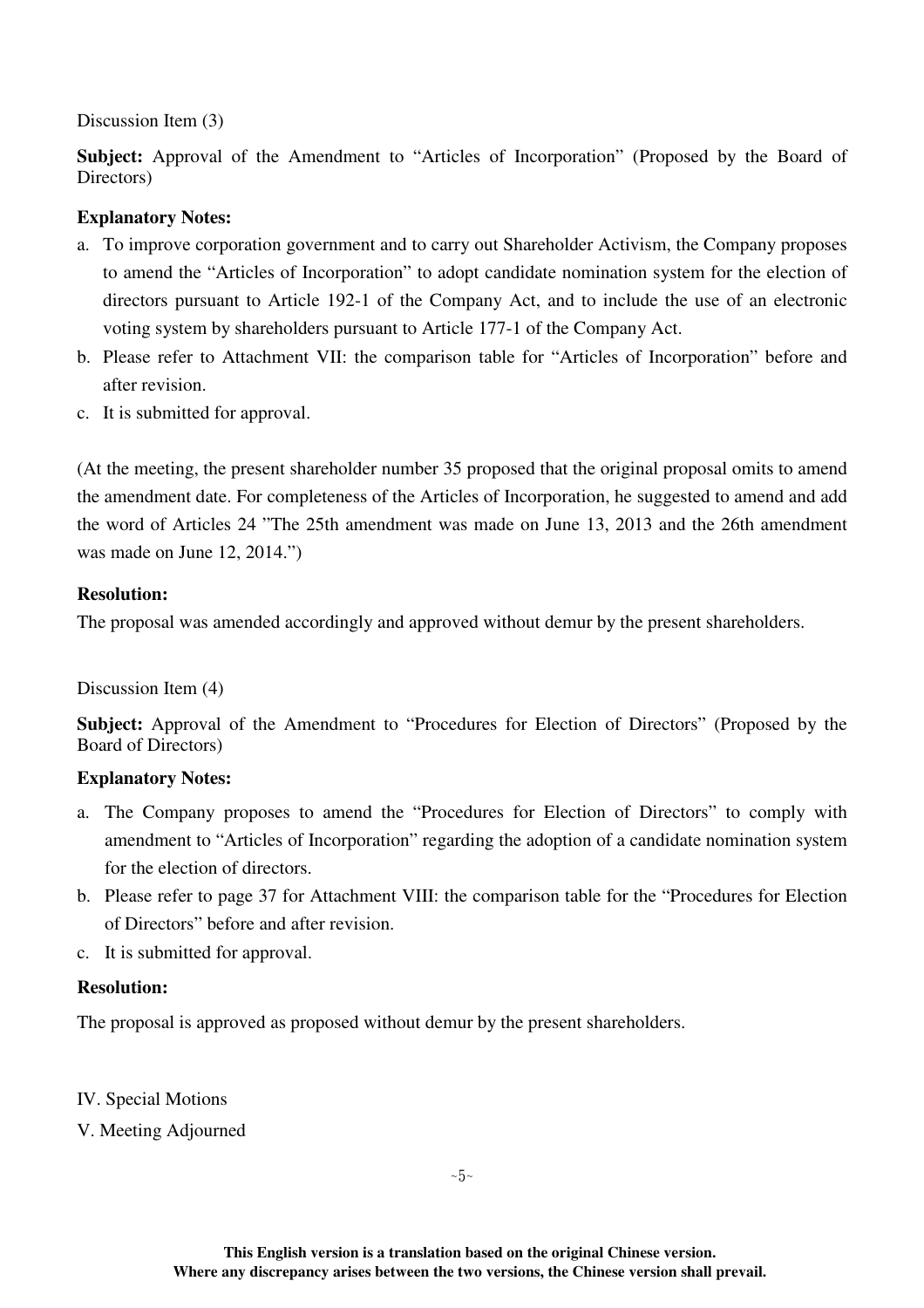Discussion Item (3)

**Subject:** Approval of the Amendment to "Articles of Incorporation" (Proposed by the Board of Directors)

**Explanatory Notes:**

a. To improve corporation government and to carry out Shareholder Activism, the Company proposes to amend the "Articles of Incorporation" to adopt candidate nomination system for the election of directors pursuant to Article 192-1 of the Company Act, and to include the use of an electronic voting system by shareholders pursuant to Article 177-1 of the Company Act.
b. Please refer to Attachment VII: the comparison table for "Articles of Incorporation" before and after revision.
c. It is submitted for approval.

(At the meeting, the present shareholder number 35 proposed that the original proposal omits to amend the amendment date. For completeness of the Articles of Incorporation, he suggested to amend and add the word of Articles 24 "The 25th amendment was made on June 13, 2013 and the 26th amendment was made on June 12, 2014.")

**Resolution:**

The proposal was amended accordingly and approved without demur by the present shareholders.

Discussion Item (4)

**Subject:** Approval of the Amendment to "Procedures for Election of Directors" (Proposed by the Board of Directors)

**Explanatory Notes:**

a. The Company proposes to amend the "Procedures for Election of Directors" to comply with amendment to "Articles of Incorporation" regarding the adoption of a candidate nomination system for the election of directors.
b. Please refer to page 37 for Attachment VIII: the comparison table for the "Procedures for Election of Directors" before and after revision.
c. It is submitted for approval.

**Resolution:**

The proposal is approved as proposed without demur by the present shareholders.

IV. Special Motions

V. Meeting Adjourned

**This English version is a translation based on the original Chinese version.**
**Where any discrepancy arises between the two versions, the Chinese version shall prevail.**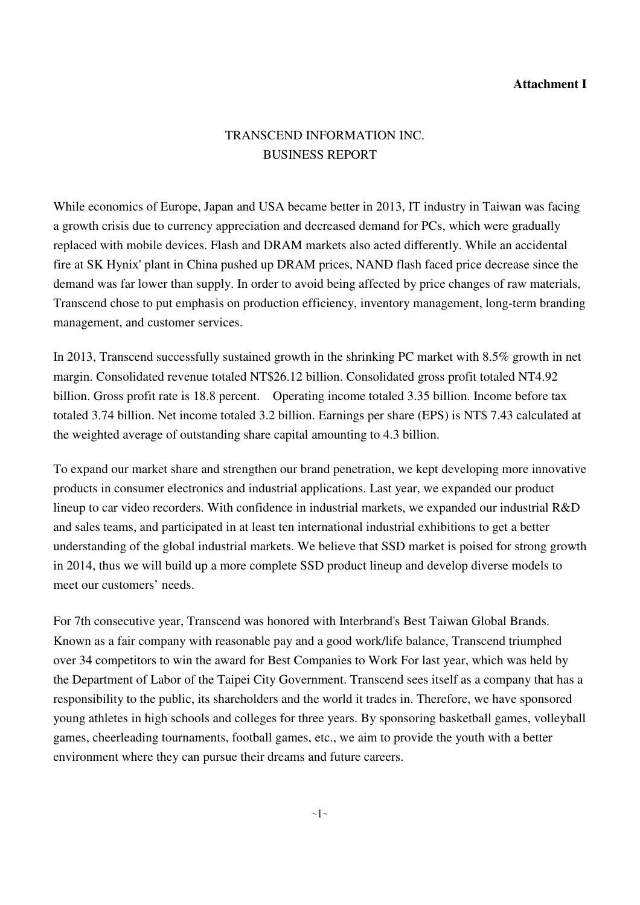**Attachment I**

# TRANSCEND INFORMATION INC.
# BUSINESS REPORT

While economics of Europe, Japan and USA became better in 2013, IT industry in Taiwan was facing a growth crisis due to currency appreciation and decreased demand for PCs, which were gradually replaced with mobile devices. Flash and DRAM markets also acted differently. While an accidental fire at SK Hynix' plant in China pushed up DRAM prices, NAND flash faced price decrease since the demand was far lower than supply. In order to avoid being affected by price changes of raw materials, Transcend chose to put emphasis on production efficiency, inventory management, long-term branding management, and customer services.

In 2013, Transcend successfully sustained growth in the shrinking PC market with 8.5% growth in net margin. Consolidated revenue totaled NT$26.12 billion. Consolidated gross profit totaled NT4.92 billion. Gross profit rate is 18.8 percent. Operating income totaled 3.35 billion. Income before tax totaled 3.74 billion. Net income totaled 3.2 billion. Earnings per share (EPS) is NT$ 7.43 calculated at the weighted average of outstanding share capital amounting to 4.3 billion.

To expand our market share and strengthen our brand penetration, we kept developing more innovative products in consumer electronics and industrial applications. Last year, we expanded our product lineup to car video recorders. With confidence in industrial markets, we expanded our industrial R&D and sales teams, and participated in at least ten international industrial exhibitions to get a better understanding of the global industrial markets. We believe that SSD market is poised for strong growth in 2014, thus we will build up a more complete SSD product lineup and develop diverse models to meet our customers' needs.

For 7th consecutive year, Transcend was honored with Interbrand's Best Taiwan Global Brands. Known as a fair company with reasonable pay and a good work/life balance, Transcend triumphed over 34 competitors to win the award for Best Companies to Work For last year, which was held by the Department of Labor of the Taipei City Government. Transcend sees itself as a company that has a responsibility to the public, its shareholders and the world it trades in. Therefore, we have sponsored young athletes in high schools and colleges for three years. By sponsoring basketball games, volleyball games, cheerleading tournaments, football games, etc., we aim to provide the youth with a better environment where they can pursue their dreams and future careers.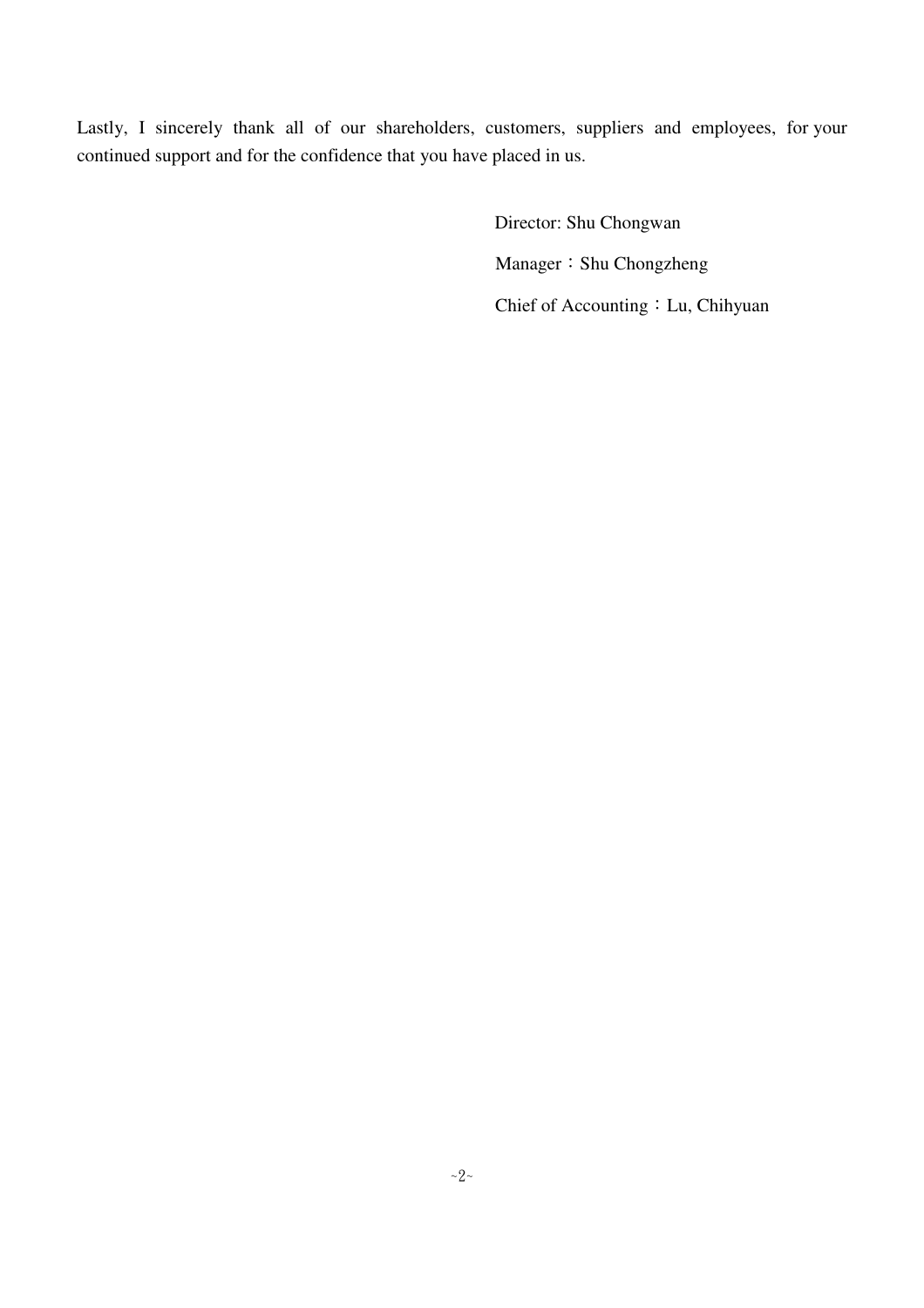Lastly, I sincerely thank all of our shareholders, customers, suppliers and employees, for your continued support and for the confidence that you have placed in us.

Director: Shu Chongwan

Manager：Shu Chongzheng

Chief of Accounting：Lu, Chihyuan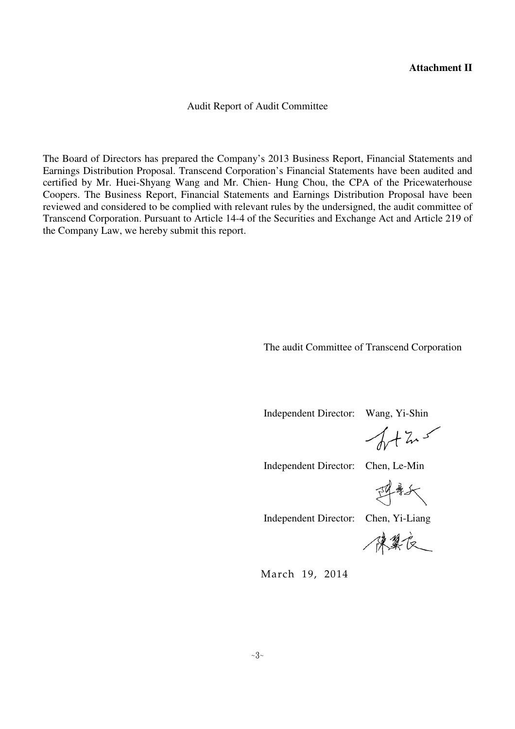**Attachment II**

Audit Report of Audit Committee

The Board of Directors has prepared the Company's 2013 Business Report, Financial Statements and Earnings Distribution Proposal. Transcend Corporation's Financial Statements have been audited and certified by Mr. Huei-Shyang Wang and Mr. Chien- Hung Chou, the CPA of the Pricewaterhouse Coopers. The Business Report, Financial Statements and Earnings Distribution Proposal have been reviewed and considered to be complied with relevant rules by the undersigned, the audit committee of Transcend Corporation. Pursuant to Article 14-4 of the Securities and Exchange Act and Article 219 of the Company Law, we hereby submit this report.

The audit Committee of Transcend Corporation

Independent Director: Wang, Yi-Shin

Independent Director: Chen, Le-Min

Independent Director: Chen, Yi-Liang

March 19, 2014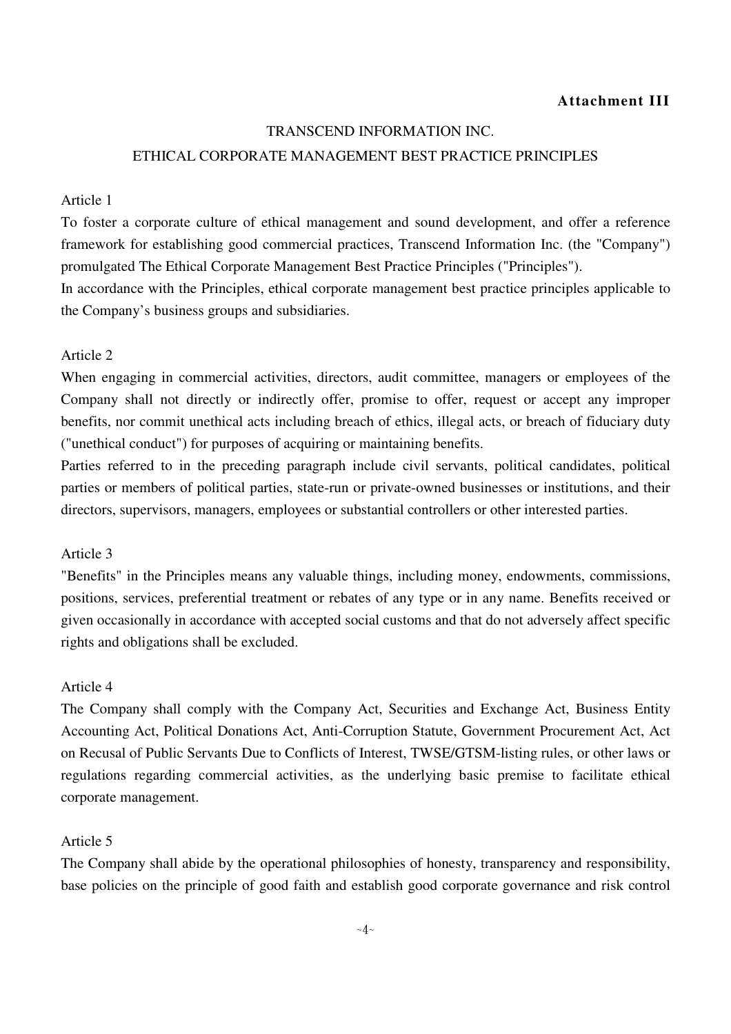**Attachment III**

# TRANSCEND INFORMATION INC.
## ETHICAL CORPORATE MANAGEMENT BEST PRACTICE PRINCIPLES

Article 1

To foster a corporate culture of ethical management and sound development, and offer a reference framework for establishing good commercial practices, Transcend Information Inc. (the "Company") promulgated The Ethical Corporate Management Best Practice Principles ("Principles").

In accordance with the Principles, ethical corporate management best practice principles applicable to the Company's business groups and subsidiaries.

Article 2

When engaging in commercial activities, directors, audit committee, managers or employees of the Company shall not directly or indirectly offer, promise to offer, request or accept any improper benefits, nor commit unethical acts including breach of ethics, illegal acts, or breach of fiduciary duty ("unethical conduct") for purposes of acquiring or maintaining benefits.

Parties referred to in the preceding paragraph include civil servants, political candidates, political parties or members of political parties, state-run or private-owned businesses or institutions, and their directors, supervisors, managers, employees or substantial controllers or other interested parties.

Article 3

"Benefits" in the Principles means any valuable things, including money, endowments, commissions, positions, services, preferential treatment or rebates of any type or in any name. Benefits received or given occasionally in accordance with accepted social customs and that do not adversely affect specific rights and obligations shall be excluded.

Article 4

The Company shall comply with the Company Act, Securities and Exchange Act, Business Entity Accounting Act, Political Donations Act, Anti-Corruption Statute, Government Procurement Act, Act on Recusal of Public Servants Due to Conflicts of Interest, TWSE/GTSM-listing rules, or other laws or regulations regarding commercial activities, as the underlying basic premise to facilitate ethical corporate management.

Article 5

The Company shall abide by the operational philosophies of honesty, transparency and responsibility, base policies on the principle of good faith and establish good corporate governance and risk control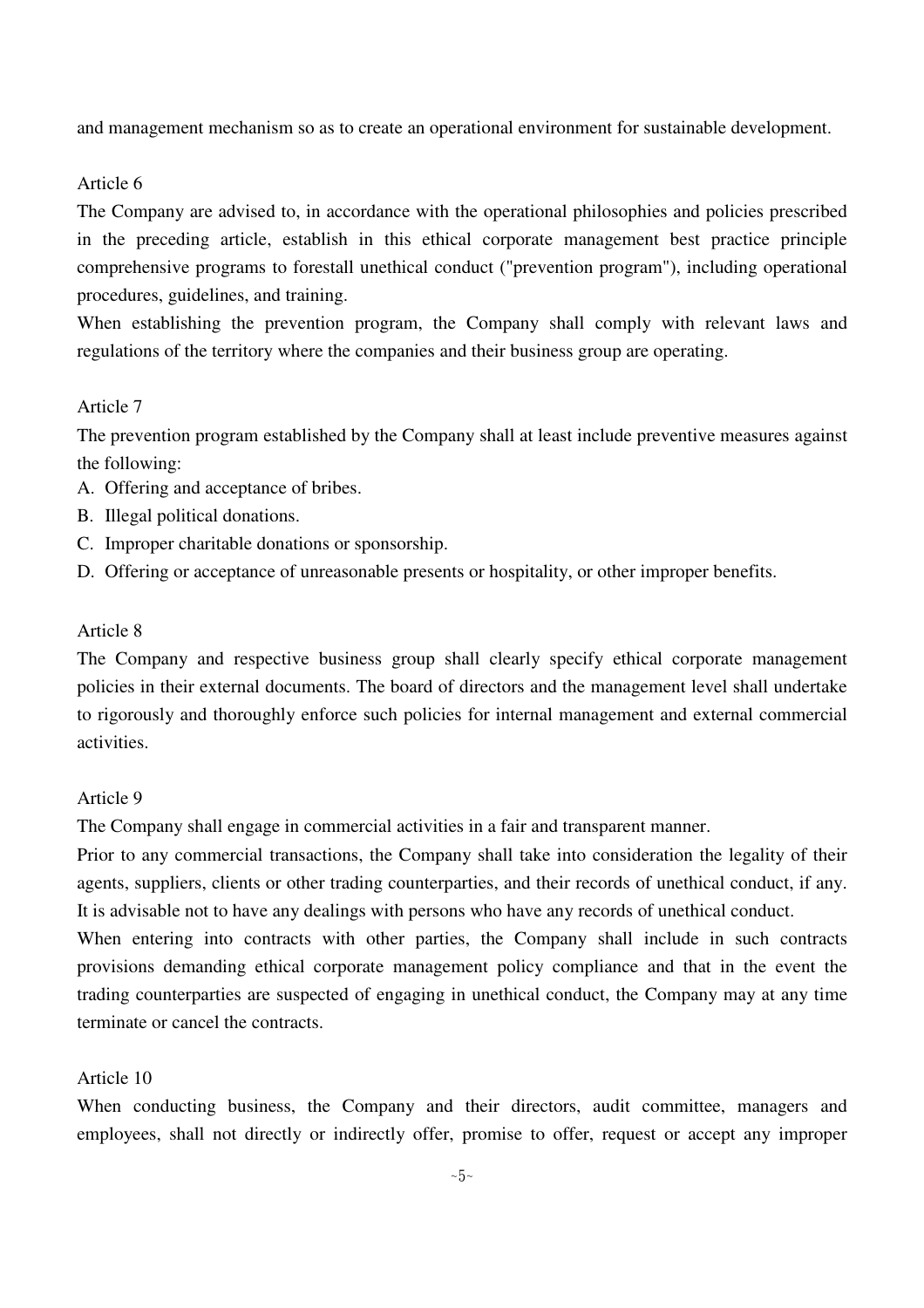and management mechanism so as to create an operational environment for sustainable development.

Article 6

The Company are advised to, in accordance with the operational philosophies and policies prescribed in the preceding article, establish in this ethical corporate management best practice principle comprehensive programs to forestall unethical conduct ("prevention program"), including operational procedures, guidelines, and training.

When establishing the prevention program, the Company shall comply with relevant laws and regulations of the territory where the companies and their business group are operating.

Article 7

The prevention program established by the Company shall at least include preventive measures against the following:

A. Offering and acceptance of bribes.
B. Illegal political donations.
C. Improper charitable donations or sponsorship.
D. Offering or acceptance of unreasonable presents or hospitality, or other improper benefits.

Article 8

The Company and respective business group shall clearly specify ethical corporate management policies in their external documents. The board of directors and the management level shall undertake to rigorously and thoroughly enforce such policies for internal management and external commercial activities.

Article 9

The Company shall engage in commercial activities in a fair and transparent manner.

Prior to any commercial transactions, the Company shall take into consideration the legality of their agents, suppliers, clients or other trading counterparties, and their records of unethical conduct, if any. It is advisable not to have any dealings with persons who have any records of unethical conduct.

When entering into contracts with other parties, the Company shall include in such contracts provisions demanding ethical corporate management policy compliance and that in the event the trading counterparties are suspected of engaging in unethical conduct, the Company may at any time terminate or cancel the contracts.

Article 10

When conducting business, the Company and their directors, audit committee, managers and employees, shall not directly or indirectly offer, promise to offer, request or accept any improper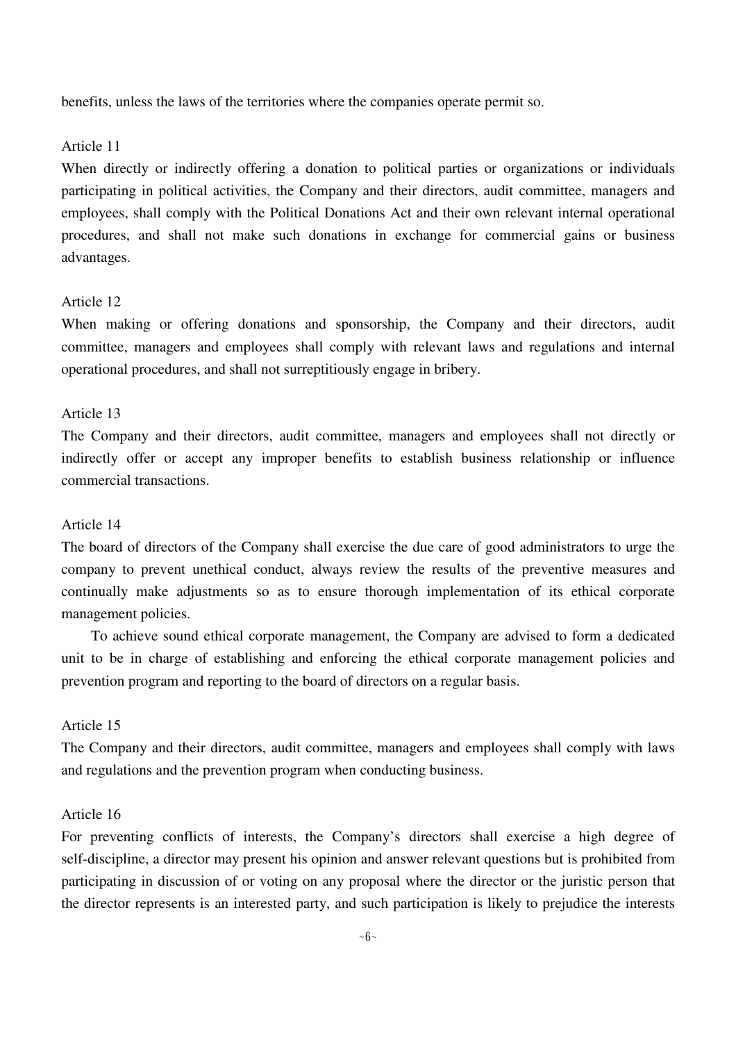benefits, unless the laws of the territories where the companies operate permit so.

Article 11

When directly or indirectly offering a donation to political parties or organizations or individuals participating in political activities, the Company and their directors, audit committee, managers and employees, shall comply with the Political Donations Act and their own relevant internal operational procedures, and shall not make such donations in exchange for commercial gains or business advantages.

Article 12

When making or offering donations and sponsorship, the Company and their directors, audit committee, managers and employees shall comply with relevant laws and regulations and internal operational procedures, and shall not surreptitiously engage in bribery.

Article 13

The Company and their directors, audit committee, managers and employees shall not directly or indirectly offer or accept any improper benefits to establish business relationship or influence commercial transactions.

Article 14

The board of directors of the Company shall exercise the due care of good administrators to urge the company to prevent unethical conduct, always review the results of the preventive measures and continually make adjustments so as to ensure thorough implementation of its ethical corporate management policies.

To achieve sound ethical corporate management, the Company are advised to form a dedicated unit to be in charge of establishing and enforcing the ethical corporate management policies and prevention program and reporting to the board of directors on a regular basis.

Article 15

The Company and their directors, audit committee, managers and employees shall comply with laws and regulations and the prevention program when conducting business.

Article 16

For preventing conflicts of interests, the Company's directors shall exercise a high degree of self-discipline, a director may present his opinion and answer relevant questions but is prohibited from participating in discussion of or voting on any proposal where the director or the juristic person that the director represents is an interested party, and such participation is likely to prejudice the interests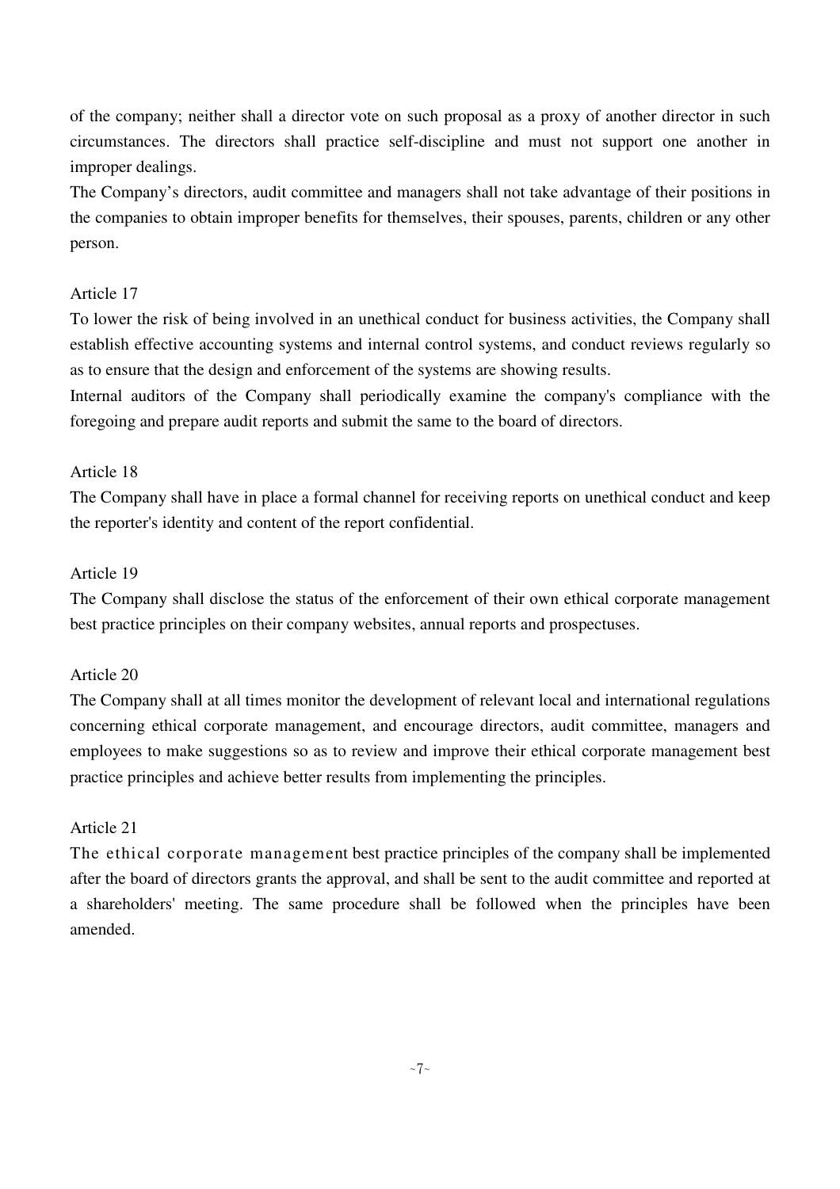of the company; neither shall a director vote on such proposal as a proxy of another director in such circumstances. The directors shall practice self-discipline and must not support one another in improper dealings.

The Company's directors, audit committee and managers shall not take advantage of their positions in the companies to obtain improper benefits for themselves, their spouses, parents, children or any other person.

Article 17

To lower the risk of being involved in an unethical conduct for business activities, the Company shall establish effective accounting systems and internal control systems, and conduct reviews regularly so as to ensure that the design and enforcement of the systems are showing results.

Internal auditors of the Company shall periodically examine the company's compliance with the foregoing and prepare audit reports and submit the same to the board of directors.

Article 18

The Company shall have in place a formal channel for receiving reports on unethical conduct and keep the reporter's identity and content of the report confidential.

Article 19

The Company shall disclose the status of the enforcement of their own ethical corporate management best practice principles on their company websites, annual reports and prospectuses.

Article 20

The Company shall at all times monitor the development of relevant local and international regulations concerning ethical corporate management, and encourage directors, audit committee, managers and employees to make suggestions so as to review and improve their ethical corporate management best practice principles and achieve better results from implementing the principles.

Article 21

The ethical corporate management best practice principles of the company shall be implemented after the board of directors grants the approval, and shall be sent to the audit committee and reported at a shareholders' meeting. The same procedure shall be followed when the principles have been amended.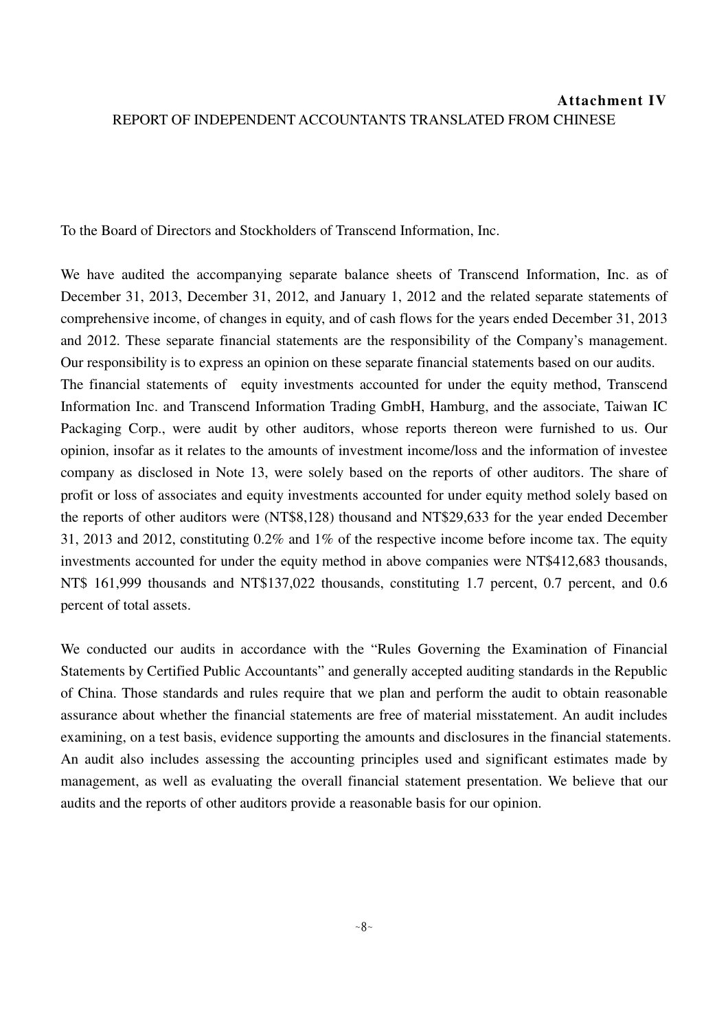**Attachment IV**

REPORT OF INDEPENDENT ACCOUNTANTS TRANSLATED FROM CHINESE

To the Board of Directors and Stockholders of Transcend Information, Inc.

We have audited the accompanying separate balance sheets of Transcend Information, Inc. as of December 31, 2013, December 31, 2012, and January 1, 2012 and the related separate statements of comprehensive income, of changes in equity, and of cash flows for the years ended December 31, 2013 and 2012. These separate financial statements are the responsibility of the Company's management. Our responsibility is to express an opinion on these separate financial statements based on our audits. The financial statements of equity investments accounted for under the equity method, Transcend Information Inc. and Transcend Information Trading GmbH, Hamburg, and the associate, Taiwan IC Packaging Corp., were audit by other auditors, whose reports thereon were furnished to us. Our opinion, insofar as it relates to the amounts of investment income/loss and the information of investee company as disclosed in Note 13, were solely based on the reports of other auditors. The share of profit or loss of associates and equity investments accounted for under equity method solely based on the reports of other auditors were (NT$8,128) thousand and NT$29,633 for the year ended December 31, 2013 and 2012, constituting 0.2% and 1% of the respective income before income tax. The equity investments accounted for under the equity method in above companies were NT$412,683 thousands, NT$ 161,999 thousands and NT$137,022 thousands, constituting 1.7 percent, 0.7 percent, and 0.6 percent of total assets.

We conducted our audits in accordance with the "Rules Governing the Examination of Financial Statements by Certified Public Accountants" and generally accepted auditing standards in the Republic of China. Those standards and rules require that we plan and perform the audit to obtain reasonable assurance about whether the financial statements are free of material misstatement. An audit includes examining, on a test basis, evidence supporting the amounts and disclosures in the financial statements. An audit also includes assessing the accounting principles used and significant estimates made by management, as well as evaluating the overall financial statement presentation. We believe that our audits and the reports of other auditors provide a reasonable basis for our opinion.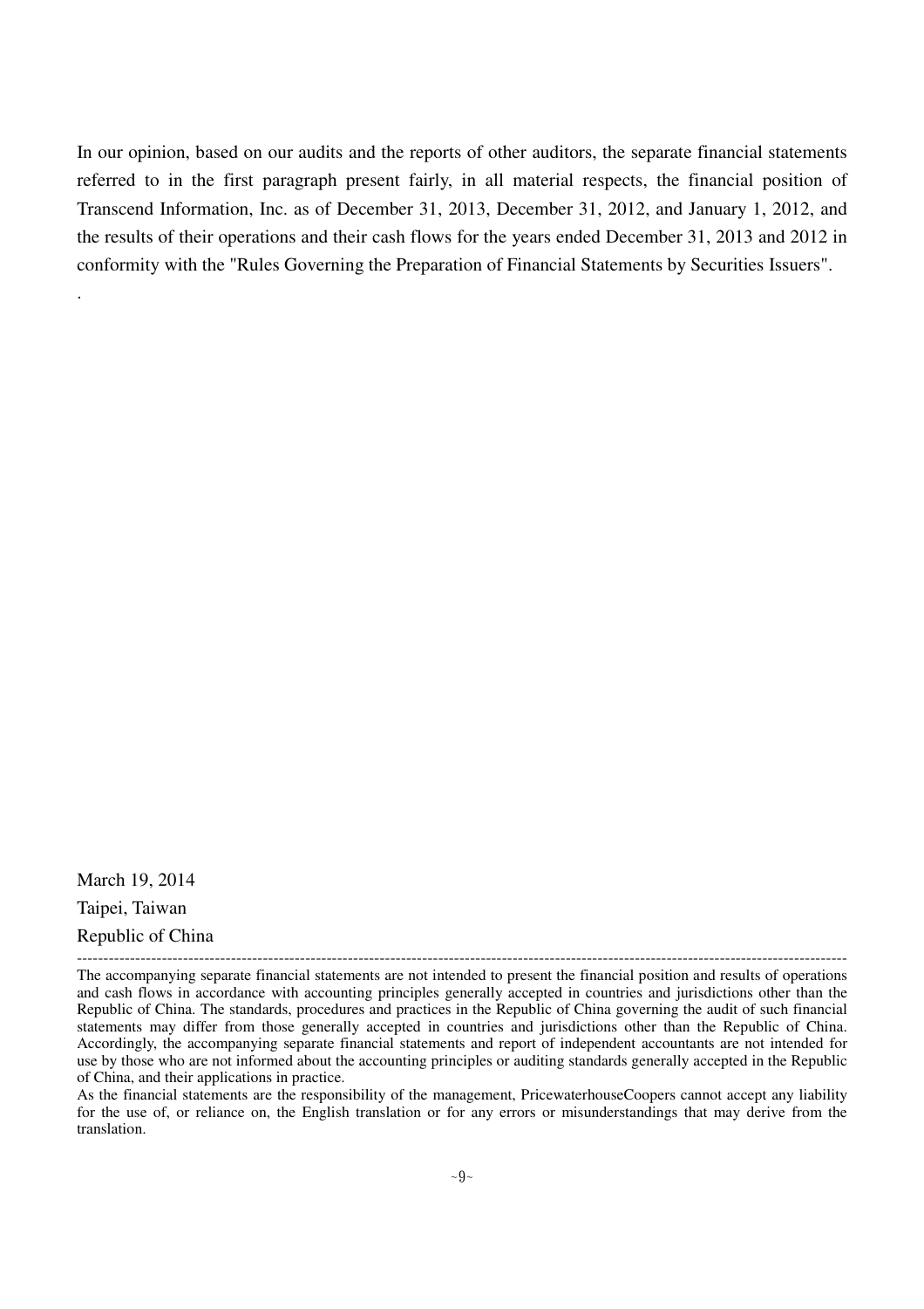In our opinion, based on our audits and the reports of other auditors, the separate financial statements referred to in the first paragraph present fairly, in all material respects, the financial position of Transcend Information, Inc. as of December 31, 2013, December 31, 2012, and January 1, 2012, and the results of their operations and their cash flows for the years ended December 31, 2013 and 2012 in conformity with the "Rules Governing the Preparation of Financial Statements by Securities Issuers".

.

March 19, 2014

Taipei, Taiwan

Republic of China

---

The accompanying separate financial statements are not intended to present the financial position and results of operations and cash flows in accordance with accounting principles generally accepted in countries and jurisdictions other than the Republic of China. The standards, procedures and practices in the Republic of China governing the audit of such financial statements may differ from those generally accepted in countries and jurisdictions other than the Republic of China. Accordingly, the accompanying separate financial statements and report of independent accountants are not intended for use by those who are not informed about the accounting principles or auditing standards generally accepted in the Republic of China, and their applications in practice.

As the financial statements are the responsibility of the management, PricewaterhouseCoopers cannot accept any liability for the use of, or reliance on, the English translation or for any errors or misunderstandings that may derive from the translation.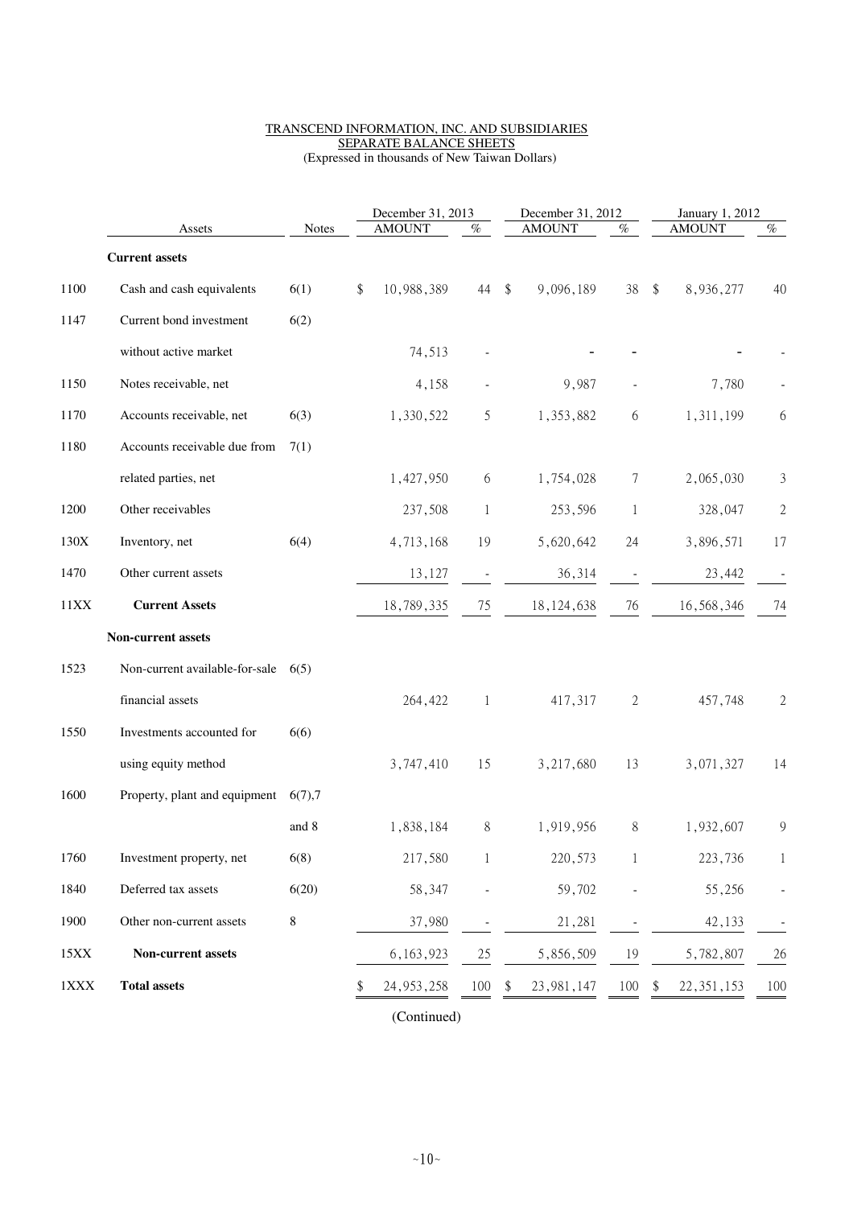TRANSCEND INFORMATION, INC. AND SUBSIDIARIES
SEPARATE BALANCE SHEETS
(Expressed in thousands of New Taiwan Dollars)

| | Assets | Notes | December 31, 2013 AMOUNT | % | December 31, 2012 AMOUNT | % | January 1, 2012 AMOUNT | % |
|---|---|---|---|---|---|---|---|---|
| | **Current assets** | | | | | | | |
| 1100 | Cash and cash equivalents | 6(1) | $ 10,988,389 | 44 | $ 9,096,189 | 38 | $ 8,936,277 | 40 |
| 1147 | Current bond investment without active market | 6(2) | 74,513 | - | - | - | - | - |
| 1150 | Notes receivable, net | | 4,158 | - | 9,987 | - | 7,780 | - |
| 1170 | Accounts receivable, net | 6(3) | 1,330,522 | 5 | 1,353,882 | 6 | 1,311,199 | 6 |
| 1180 | Accounts receivable due from related parties, net | 7(1) | 1,427,950 | 6 | 1,754,028 | 7 | 2,065,030 | 3 |
| 1200 | Other receivables | | 237,508 | 1 | 253,596 | 1 | 328,047 | 2 |
| 130X | Inventory, net | 6(4) | 4,713,168 | 19 | 5,620,642 | 24 | 3,896,571 | 17 |
| 1470 | Other current assets | | 13,127 | - | 36,314 | - | 23,442 | - |
| 11XX | **Current Assets** | | 18,789,335 | 75 | 18,124,638 | 76 | 16,568,346 | 74 |
| | **Non-current assets** | | | | | | | |
| 1523 | Non-current available-for-sale financial assets | 6(5) | 264,422 | 1 | 417,317 | 2 | 457,748 | 2 |
| 1550 | Investments accounted for using equity method | 6(6) | 3,747,410 | 15 | 3,217,680 | 13 | 3,071,327 | 14 |
| 1600 | Property, plant and equipment | 6(7),7 and 8 | 1,838,184 | 8 | 1,919,956 | 8 | 1,932,607 | 9 |
| 1760 | Investment property, net | 6(8) | 217,580 | 1 | 220,573 | 1 | 223,736 | 1 |
| 1840 | Deferred tax assets | 6(20) | 58,347 | - | 59,702 | - | 55,256 | - |
| 1900 | Other non-current assets | 8 | 37,980 | - | 21,281 | - | 42,133 | - |
| 15XX | **Non-current assets** | | 6,163,923 | 25 | 5,856,509 | 19 | 5,782,807 | 26 |
| 1XXX | **Total assets** | | $ 24,953,258 | 100 | $ 23,981,147 | 100 | $ 22,351,153 | 100 |

(Continued)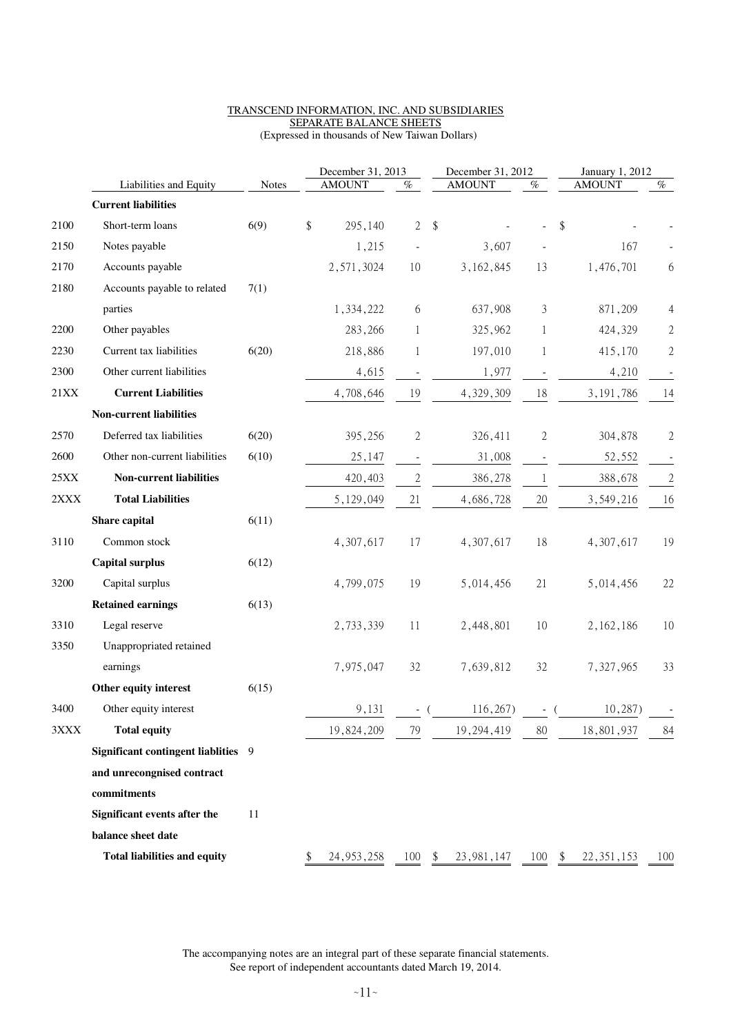TRANSCEND INFORMATION, INC. AND SUBSIDIARIES
SEPARATE BALANCE SHEETS
(Expressed in thousands of New Taiwan Dollars)

| | Liabilities and Equity | Notes | December 31, 2013 AMOUNT | % | December 31, 2012 AMOUNT | % | January 1, 2012 AMOUNT | % |
|---|---|---|---|---|---|---|---|---|
| | **Current liabilities** | | | | | | | |
| 2100 | Short-term loans | 6(9) | $ 295,140 | 2 | $ - | - | $ - | - |
| 2150 | Notes payable | | 1,215 | - | 3,607 | - | 167 | - |
| 2170 | Accounts payable | | 2,571,3024 | 10 | 3,162,845 | 13 | 1,476,701 | 6 |
| 2180 | Accounts payable to related parties | 7(1) | 1,334,222 | 6 | 637,908 | 3 | 871,209 | 4 |
| 2200 | Other payables | | 283,266 | 1 | 325,962 | 1 | 424,329 | 2 |
| 2230 | Current tax liabilities | 6(20) | 218,886 | 1 | 197,010 | 1 | 415,170 | 2 |
| 2300 | Other current liabilities | | 4,615 | - | 1,977 | - | 4,210 | - |
| 21XX | **Current Liabilities** | | 4,708,646 | 19 | 4,329,309 | 18 | 3,191,786 | 14 |
| | **Non-current liabilities** | | | | | | | |
| 2570 | Deferred tax liabilities | 6(20) | 395,256 | 2 | 326,411 | 2 | 304,878 | 2 |
| 2600 | Other non-current liabilities | 6(10) | 25,147 | - | 31,008 | - | 52,552 | - |
| 25XX | **Non-current liabilities** | | 420,403 | 2 | 386,278 | 1 | 388,678 | 2 |
| 2XXX | **Total Liabilities** | | 5,129,049 | 21 | 4,686,728 | 20 | 3,549,216 | 16 |
| | **Share capital** | 6(11) | | | | | | |
| 3110 | Common stock | | 4,307,617 | 17 | 4,307,617 | 18 | 4,307,617 | 19 |
| | **Capital surplus** | 6(12) | | | | | | |
| 3200 | Capital surplus | | 4,799,075 | 19 | 5,014,456 | 21 | 5,014,456 | 22 |
| | **Retained earnings** | 6(13) | | | | | | |
| 3310 | Legal reserve | | 2,733,339 | 11 | 2,448,801 | 10 | 2,162,186 | 10 |
| 3350 | Unappropriated retained earnings | | 7,975,047 | 32 | 7,639,812 | 32 | 7,327,965 | 33 |
| | **Other equity interest** | 6(15) | | | | | | |
| 3400 | Other equity interest | | 9,131 | - | ( 116,267) | - | ( 10,287) | - |
| 3XXX | **Total equity** | | 19,824,209 | 79 | 19,294,419 | 80 | 18,801,937 | 84 |
| | **Significant contingent liablities and unrecongnised contract commitments** | 9 | | | | | | |
| | **Significant events after the balance sheet date** | 11 | | | | | | |
| | **Total liabilities and equity** | | $ 24,953,258 | 100 | $ 23,981,147 | 100 | $ 22,351,153 | 100 |

The accompanying notes are an integral part of these separate financial statements.
See report of independent accountants dated March 19, 2014.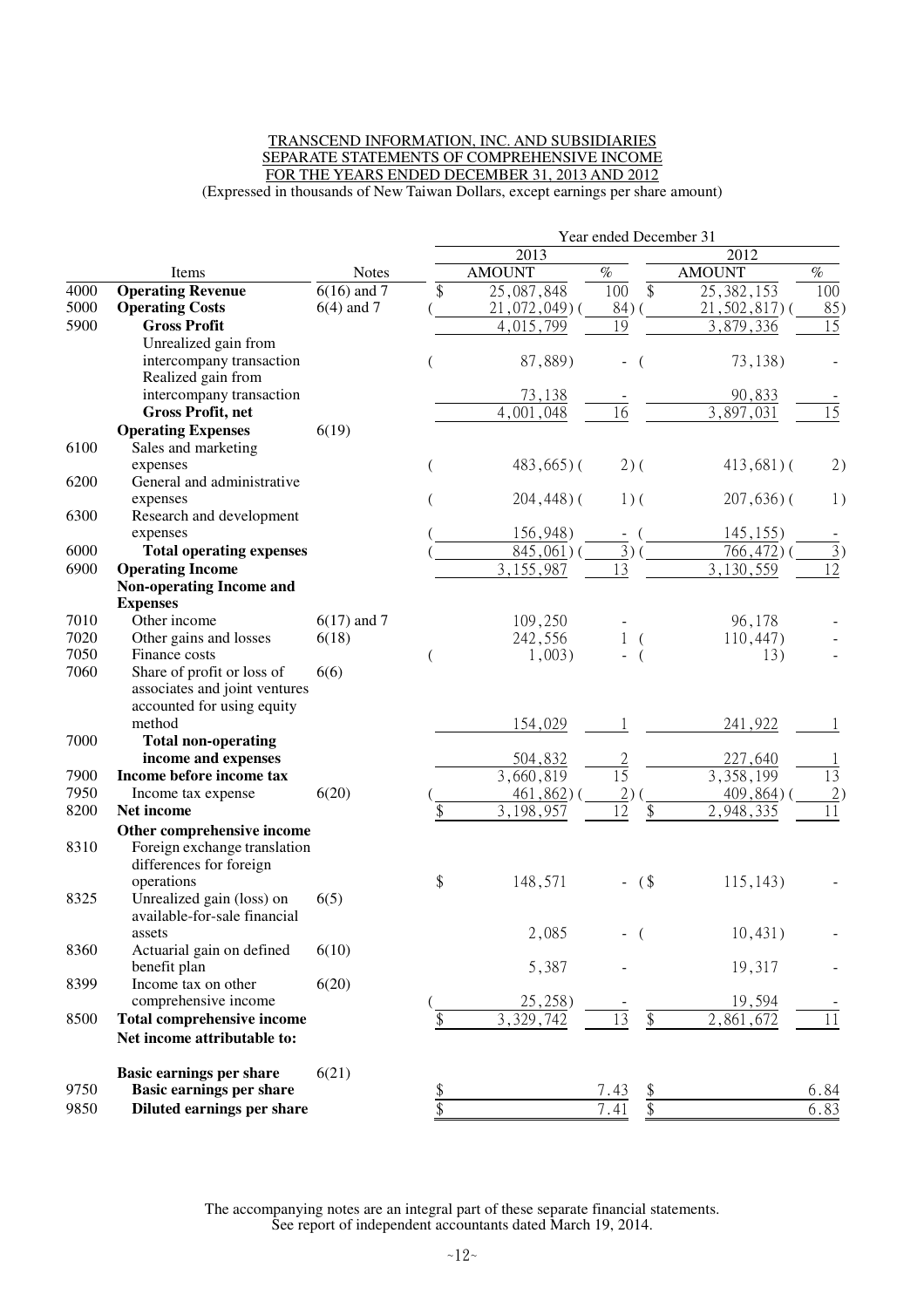TRANSCEND INFORMATION, INC. AND SUBSIDIARIES
SEPARATE STATEMENTS OF COMPREHENSIVE INCOME
FOR THE YEARS ENDED DECEMBER 31, 2013 AND 2012
(Expressed in thousands of New Taiwan Dollars, except earnings per share amount)

| | Items | Notes | 2013 AMOUNT | % | 2012 AMOUNT | % |
|---|---|---|---|---|---|---|
| 4000 | **Operating Revenue** | 6(16) and 7 | $ 25,087,848 | 100 | $ 25,382,153 | 100 |
| 5000 | **Operating Costs** | 6(4) and 7 | ( 21,072,049) | ( 84) | ( 21,502,817) | ( 85) |
| 5900 | **Gross Profit** | | 4,015,799 | 19 | 3,879,336 | 15 |
| | Unrealized gain from intercompany transaction | | ( 87,889) | - | ( 73,138) | - |
| | Realized gain from intercompany transaction | | 73,138 | - | 90,833 | - |
| | **Gross Profit, net** | | 4,001,048 | 16 | 3,897,031 | 15 |
| | **Operating Expenses** | 6(19) | | | | |
| 6100 | Sales and marketing expenses | | ( 483,665) | ( 2) | ( 413,681) | ( 2) |
| 6200 | General and administrative expenses | | ( 204,448) | ( 1) | ( 207,636) | ( 1) |
| 6300 | Research and development expenses | | ( 156,948) | - | ( 145,155) | - |
| 6000 | **Total operating expenses** | | ( 845,061) | ( 3) | ( 766,472) | ( 3) |
| 6900 | **Operating Income** | | 3,155,987 | 13 | 3,130,559 | 12 |
| | **Non-operating Income and Expenses** | | | | | |
| 7010 | Other income | 6(17) and 7 | 109,250 | - | 96,178 | - |
| 7020 | Other gains and losses | 6(18) | 242,556 | 1 | ( 110,447) | - |
| 7050 | Finance costs | | ( 1,003) | - | ( 13) | - |
| 7060 | Share of profit or loss of associates and joint ventures accounted for using equity method | 6(6) | 154,029 | 1 | 241,922 | 1 |
| 7000 | **Total non-operating income and expenses** | | 504,832 | 2 | 227,640 | 1 |
| 7900 | **Income before income tax** | | 3,660,819 | 15 | 3,358,199 | 13 |
| 7950 | Income tax expense | 6(20) | ( 461,862) | ( 2) | ( 409,864) | ( 2) |
| 8200 | **Net income** | | $ 3,198,957 | 12 | $ 2,948,335 | 11 |
| | **Other comprehensive income** | | | | | |
| 8310 | Foreign exchange translation differences for foreign operations | | $ 148,571 | - | ($ 115,143) | - |
| 8325 | Unrealized gain (loss) on available-for-sale financial assets | 6(5) | 2,085 | - | ( 10,431) | - |
| 8360 | Actuarial gain on defined benefit plan | 6(10) | 5,387 | - | 19,317 | - |
| 8399 | Income tax on other comprehensive income | 6(20) | ( 25,258) | - | 19,594 | - |
| 8500 | **Total comprehensive income** | | $ 3,329,742 | 13 | $ 2,861,672 | 11 |
| | **Net income attributable to:** | | | | | |
| | **Basic earnings per share** | 6(21) | | | | |
| 9750 | **Basic earnings per share** | | $ | 7.43 | $ | 6.84 |
| 9850 | **Diluted earnings per share** | | $ | 7.41 | $ | 6.83 |

The accompanying notes are an integral part of these separate financial statements.
See report of independent accountants dated March 19, 2014.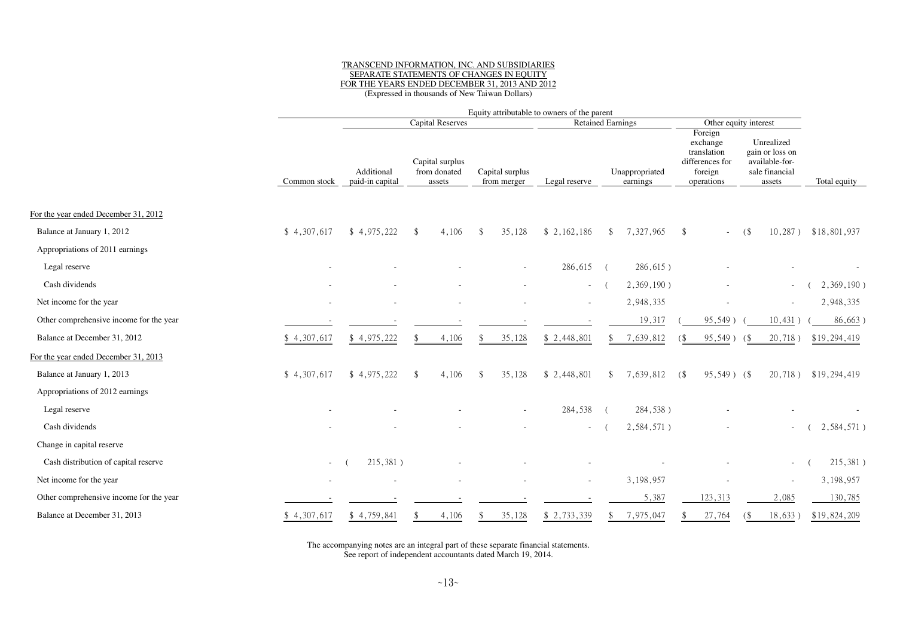TRANSCREND INFORMATION, INC. AND SUBSIDIARIES
SEPARATE STATEMENTS OF CHANGES IN EQUITY
FOR THE YEARS ENDED DECEMBER 31, 2013 AND 2012
(Expressed in thousands of New Taiwan Dollars)

| | Equity attributable to owners of the parent | | | | | | | | |
|---|---|---|---|---|---|---|---|---|---|
| | | Capital Reserves | | | Retained Earnings | | Other equity interest | | |
| | Common stock | Additional paid-in capital | Capital surplus from donated assets | Capital surplus from merger | Legal reserve | Unappropriated earnings | Foreign exchange translation differences for foreign operations | Unrealized gain or loss on available-for-sale financial assets | Total equity |
| For the year ended December 31, 2012 | | | | | | | | | |
| Balance at January 1, 2012 | $ 4,307,617 | $ 4,975,222 | $ 4,106 | $ 35,128 | $ 2,162,186 | $ 7,327,965 | $ - | ($ 10,287 ) | $18,801,937 |
| Appropriations of 2011 earnings | | | | | | | | | |
| Legal reserve | - | - | - | - | 286,615 | ( 286,615 ) | - | - | - |
| Cash dividends | - | - | - | - | - | ( 2,369,190 ) | - | - | ( 2,369,190 ) |
| Net income for the year | - | - | - | - | - | 2,948,335 | - | - | 2,948,335 |
| Other comprehensive income for the year | - | - | - | - | - | 19,317 | ( 95,549 ) | ( 10,431 ) | ( 86,663 ) |
| Balance at December 31, 2012 | $ 4,307,617 | $ 4,975,222 | $ 4,106 | $ 35,128 | $ 2,448,801 | $ 7,639,812 | ($ 95,549 ) | ($ 20,718 ) | $19,294,419 |
| For the year ended December 31, 2013 | | | | | | | | | |
| Balance at January 1, 2013 | $ 4,307,617 | $ 4,975,222 | $ 4,106 | $ 35,128 | $ 2,448,801 | $ 7,639,812 | ($ 95,549 ) | ($ 20,718 ) | $19,294,419 |
| Appropriations of 2012 earnings | | | | | | | | | |
| Legal reserve | - | - | - | - | 284,538 | ( 284,538 ) | - | - | - |
| Cash dividends | - | - | - | - | - | ( 2,584,571 ) | - | - | ( 2,584,571 ) |
| Change in capital reserve | | | | | | | | | |
| Cash distribution of capital reserve | - | ( 215,381 ) | - | - | - | - | - | - | ( 215,381 ) |
| Net income for the year | - | - | - | - | - | 3,198,957 | - | - | 3,198,957 |
| Other comprehensive income for the year | - | - | - | - | - | 5,387 | 123,313 | 2,085 | 130,785 |
| Balance at December 31, 2013 | $ 4,307,617 | $ 4,759,841 | $ 4,106 | $ 35,128 | $ 2,733,339 | $ 7,975,047 | $ 27,764 | ($ 18,633 ) | $19,824,209 |

The accompanying notes are an integral part of these separate financial statements.
See report of independent accountants dated March 19, 2014.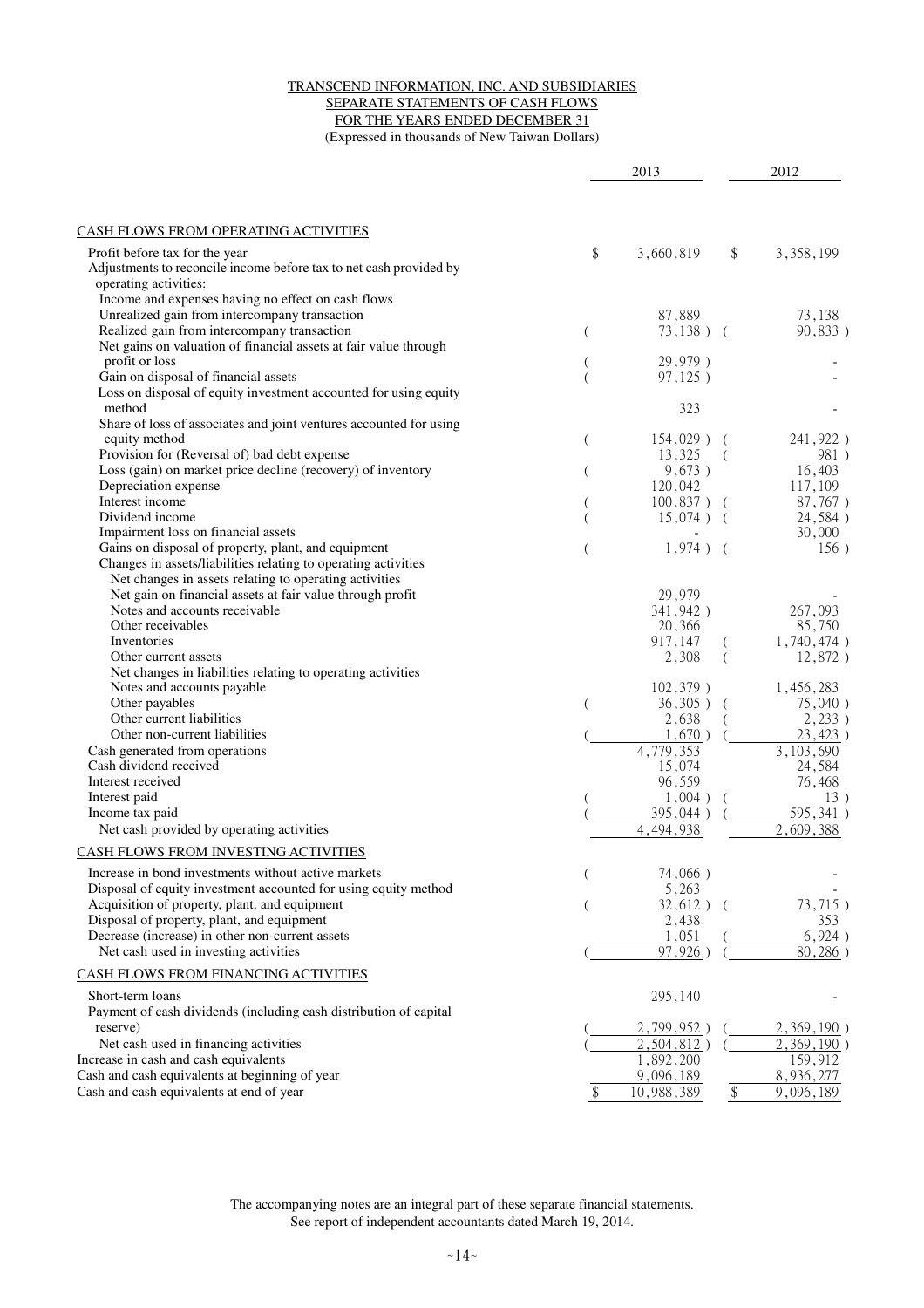TRANSCEND INFORMATION, INC. AND SUBSIDIARIES
SEPARATE STATEMENTS OF CASH FLOWS
FOR THE YEARS ENDED DECEMBER 31
(Expressed in thousands of New Taiwan Dollars)

| | 2013 | 2012 |
|---|---|---|
| **CASH FLOWS FROM OPERATING ACTIVITIES** | | |
| Profit before tax for the year | $ 3,660,819 | $ 3,358,199 |
| Adjustments to reconcile income before tax to net cash provided by operating activities: | | |
| Income and expenses having no effect on cash flows | | |
| Unrealized gain from intercompany transaction | 87,889 | 73,138 |
| Realized gain from intercompany transaction | (73,138) | (90,833) |
| Net gains on valuation of financial assets at fair value through profit or loss | (29,979) | - |
| Gain on disposal of financial assets | (97,125) | - |
| Loss on disposal of equity investment accounted for using equity method | 323 | - |
| Share of loss of associates and joint ventures accounted for using equity method | (154,029) | (241,922) |
| Provision for (Reversal of) bad debt expense | 13,325 | (981) |
| Loss (gain) on market price decline (recovery) of inventory | (9,673) | 16,403 |
| Depreciation expense | 120,042 | 117,109 |
| Interest income | (100,837) | (87,767) |
| Dividend income | (15,074) | (24,584) |
| Impairment loss on financial assets | - | 30,000 |
| Gains on disposal of property, plant, and equipment | (1,974) | (156) |
| Changes in assets/liabilities relating to operating activities | | |
| Net changes in assets relating to operating activities | | |
| Net gain on financial assets at fair value through profit | 29,979 | - |
| Notes and accounts receivable | (341,942) | 267,093 |
| Other receivables | 20,366 | 85,750 |
| Inventories | 917,147 | (1,740,474) |
| Other current assets | 2,308 | (12,872) |
| Net changes in liabilities relating to operating activities | | |
| Notes and accounts payable | (102,379) | 1,456,283 |
| Other payables | (36,305) | (75,040) |
| Other current liabilities | 2,638 | (2,233) |
| Other non-current liabilities | (1,670) | (23,423) |
| Cash generated from operations | 4,779,353 | 3,103,690 |
| Cash dividend received | 15,074 | 24,584 |
| Interest received | 96,559 | 76,468 |
| Interest paid | (1,004) | (13) |
| Income tax paid | (395,044) | (595,341) |
| Net cash provided by operating activities | 4,494,938 | 2,609,388 |
| **CASH FLOWS FROM INVESTING ACTIVITIES** | | |
| Increase in bond investments without active markets | (74,066) | - |
| Disposal of equity investment accounted for using equity method | 5,263 | - |
| Acquisition of property, plant, and equipment | (32,612) | (73,715) |
| Disposal of property, plant, and equipment | 2,438 | 353 |
| Decrease (increase) in other non-current assets | 1,051 | (6,924) |
| Net cash used in investing activities | (97,926) | (80,286) |
| **CASH FLOWS FROM FINANCING ACTIVITIES** | | |
| Short-term loans | 295,140 | - |
| Payment of cash dividends (including cash distribution of capital reserve) | (2,799,952) | (2,369,190) |
| Net cash used in financing activities | (2,504,812) | (2,369,190) |
| Increase in cash and cash equivalents | 1,892,200 | 159,912 |
| Cash and cash equivalents at beginning of year | 9,096,189 | 8,936,277 |
| Cash and cash equivalents at end of year | $ 10,988,389 | $ 9,096,189 |

The accompanying notes are an integral part of these separate financial statements.
See report of independent accountants dated March 19, 2014.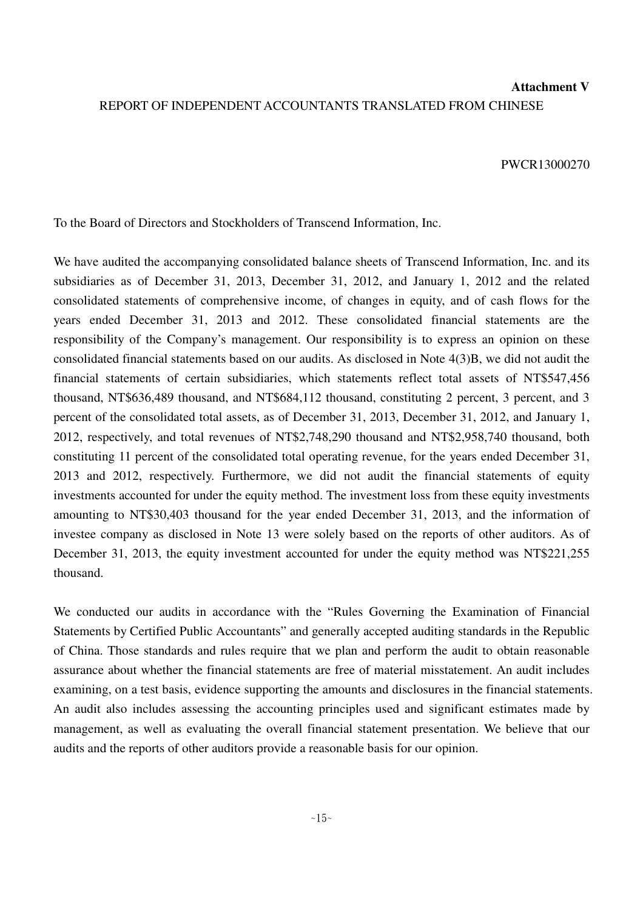**Attachment V**

REPORT OF INDEPENDENT ACCOUNTANTS TRANSLATED FROM CHINESE

PWCR13000270

To the Board of Directors and Stockholders of Transcend Information, Inc.

We have audited the accompanying consolidated balance sheets of Transcend Information, Inc. and its subsidiaries as of December 31, 2013, December 31, 2012, and January 1, 2012 and the related consolidated statements of comprehensive income, of changes in equity, and of cash flows for the years ended December 31, 2013 and 2012. These consolidated financial statements are the responsibility of the Company's management. Our responsibility is to express an opinion on these consolidated financial statements based on our audits. As disclosed in Note 4(3)B, we did not audit the financial statements of certain subsidiaries, which statements reflect total assets of NT$547,456 thousand, NT$636,489 thousand, and NT$684,112 thousand, constituting 2 percent, 3 percent, and 3 percent of the consolidated total assets, as of December 31, 2013, December 31, 2012, and January 1, 2012, respectively, and total revenues of NT$2,748,290 thousand and NT$2,958,740 thousand, both constituting 11 percent of the consolidated total operating revenue, for the years ended December 31, 2013 and 2012, respectively. Furthermore, we did not audit the financial statements of equity investments accounted for under the equity method. The investment loss from these equity investments amounting to NT$30,403 thousand for the year ended December 31, 2013, and the information of investee company as disclosed in Note 13 were solely based on the reports of other auditors. As of December 31, 2013, the equity investment accounted for under the equity method was NT$221,255 thousand.

We conducted our audits in accordance with the "Rules Governing the Examination of Financial Statements by Certified Public Accountants" and generally accepted auditing standards in the Republic of China. Those standards and rules require that we plan and perform the audit to obtain reasonable assurance about whether the financial statements are free of material misstatement. An audit includes examining, on a test basis, evidence supporting the amounts and disclosures in the financial statements. An audit also includes assessing the accounting principles used and significant estimates made by management, as well as evaluating the overall financial statement presentation. We believe that our audits and the reports of other auditors provide a reasonable basis for our opinion.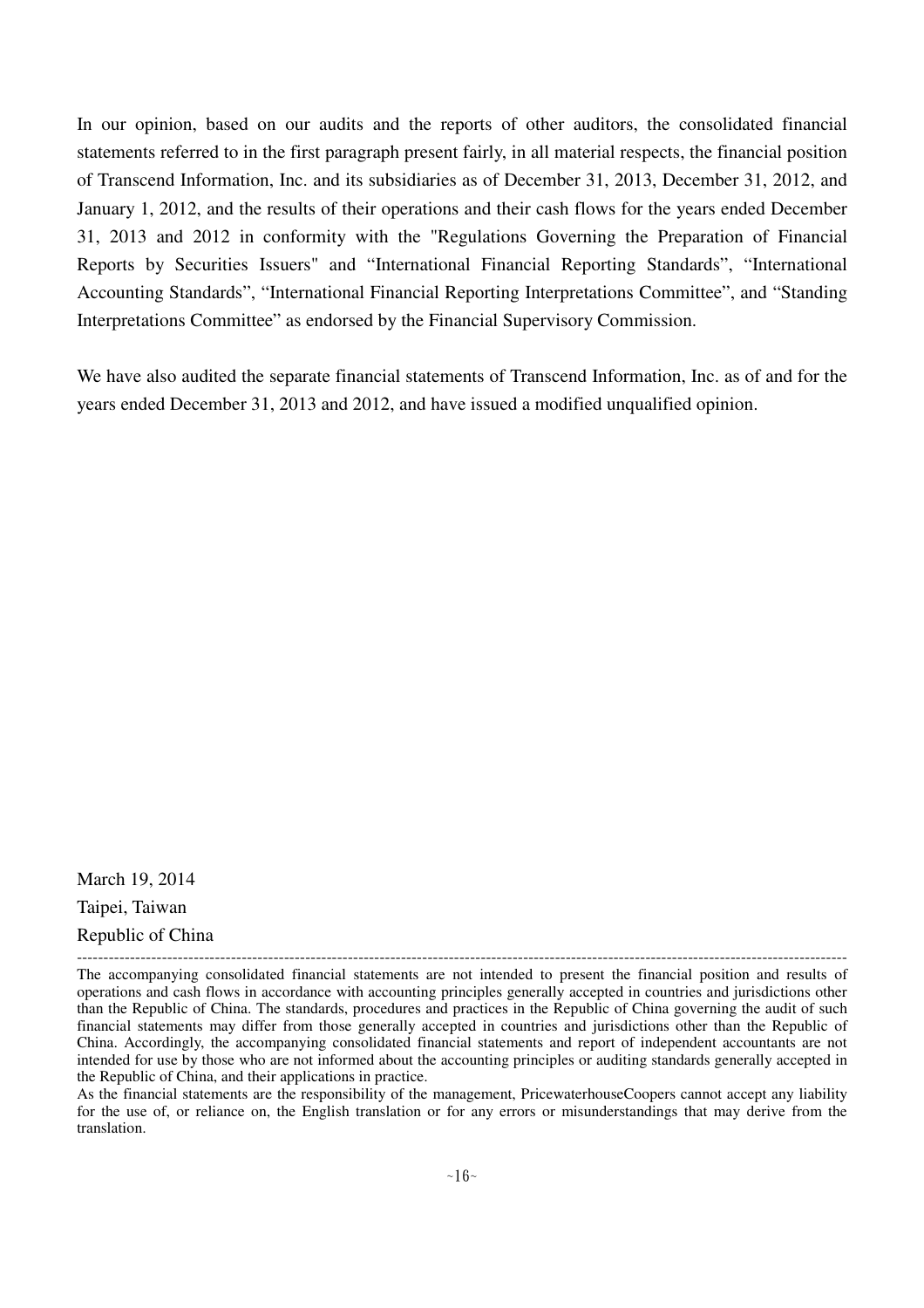In our opinion, based on our audits and the reports of other auditors, the consolidated financial statements referred to in the first paragraph present fairly, in all material respects, the financial position of Transcend Information, Inc. and its subsidiaries as of December 31, 2013, December 31, 2012, and January 1, 2012, and the results of their operations and their cash flows for the years ended December 31, 2013 and 2012 in conformity with the "Regulations Governing the Preparation of Financial Reports by Securities Issuers" and "International Financial Reporting Standards", "International Accounting Standards", "International Financial Reporting Interpretations Committee", and "Standing Interpretations Committee" as endorsed by the Financial Supervisory Commission.

We have also audited the separate financial statements of Transcend Information, Inc. as of and for the years ended December 31, 2013 and 2012, and have issued a modified unqualified opinion.

March 19, 2014

Taipei, Taiwan

Republic of China

---

The accompanying consolidated financial statements are not intended to present the financial position and results of operations and cash flows in accordance with accounting principles generally accepted in countries and jurisdictions other than the Republic of China. The standards, procedures and practices in the Republic of China governing the audit of such financial statements may differ from those generally accepted in countries and jurisdictions other than the Republic of China. Accordingly, the accompanying consolidated financial statements and report of independent accountants are not intended for use by those who are not informed about the accounting principles or auditing standards generally accepted in the Republic of China, and their applications in practice.

As the financial statements are the responsibility of the management, PricewaterhouseCoopers cannot accept any liability for the use of, or reliance on, the English translation or for any errors or misunderstandings that may derive from the translation.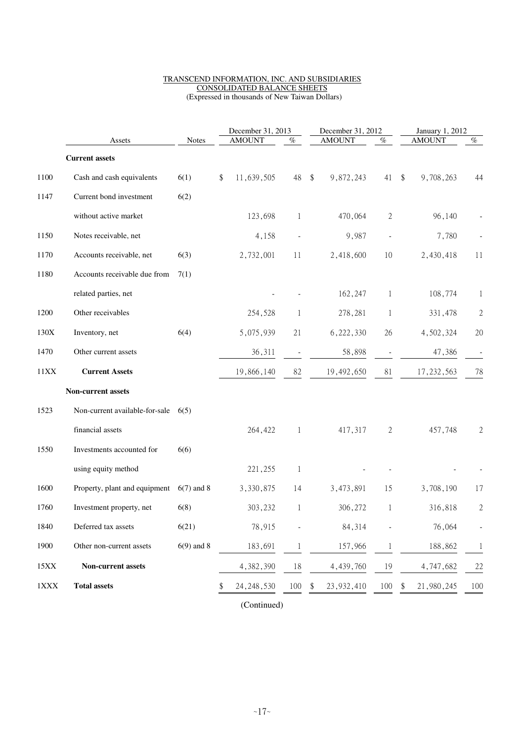TRANSCEND INFORMATION, INC. AND SUBSIDIARIES
CONSOLIDATED BALANCE SHEETS
(Expressed in thousands of New Taiwan Dollars)

| | Assets | Notes | December 31, 2013 AMOUNT | % | December 31, 2012 AMOUNT | % | January 1, 2012 AMOUNT | % |
|---|---|---|---|---|---|---|---|---|
| | **Current assets** | | | | | | | |
| 1100 | Cash and cash equivalents | 6(1) | $ 11,639,505 | 48 | $ 9,872,243 | 41 | $ 9,708,263 | 44 |
| 1147 | Current bond investment without active market | 6(2) | 123,698 | 1 | 470,064 | 2 | 96,140 | - |
| 1150 | Notes receivable, net | | 4,158 | - | 9,987 | - | 7,780 | - |
| 1170 | Accounts receivable, net | 6(3) | 2,732,001 | 11 | 2,418,600 | 10 | 2,430,418 | 11 |
| 1180 | Accounts receivable due from related parties, net | 7(1) | - | - | 162,247 | 1 | 108,774 | 1 |
| 1200 | Other receivables | | 254,528 | 1 | 278,281 | 1 | 331,478 | 2 |
| 130X | Inventory, net | 6(4) | 5,075,939 | 21 | 6,222,330 | 26 | 4,502,324 | 20 |
| 1470 | Other current assets | | 36,311 | - | 58,898 | - | 47,386 | - |
| 11XX | **Current Assets** | | 19,866,140 | 82 | 19,492,650 | 81 | 17,232,563 | 78 |
| | **Non-current assets** | | | | | | | |
| 1523 | Non-current available-for-sale financial assets | 6(5) | 264,422 | 1 | 417,317 | 2 | 457,748 | 2 |
| 1550 | Investments accounted for using equity method | 6(6) | 221,255 | 1 | - | - | - | - |
| 1600 | Property, plant and equipment | 6(7) and 8 | 3,330,875 | 14 | 3,473,891 | 15 | 3,708,190 | 17 |
| 1760 | Investment property, net | 6(8) | 303,232 | 1 | 306,272 | 1 | 316,818 | 2 |
| 1840 | Deferred tax assets | 6(21) | 78,915 | - | 84,314 | - | 76,064 | - |
| 1900 | Other non-current assets | 6(9) and 8 | 183,691 | 1 | 157,966 | 1 | 188,862 | 1 |
| 15XX | **Non-current assets** | | 4,382,390 | 18 | 4,439,760 | 19 | 4,747,682 | 22 |
| 1XXX | **Total assets** | | $ 24,248,530 | 100 | $ 23,932,410 | 100 | $ 21,980,245 | 100 |

(Continued)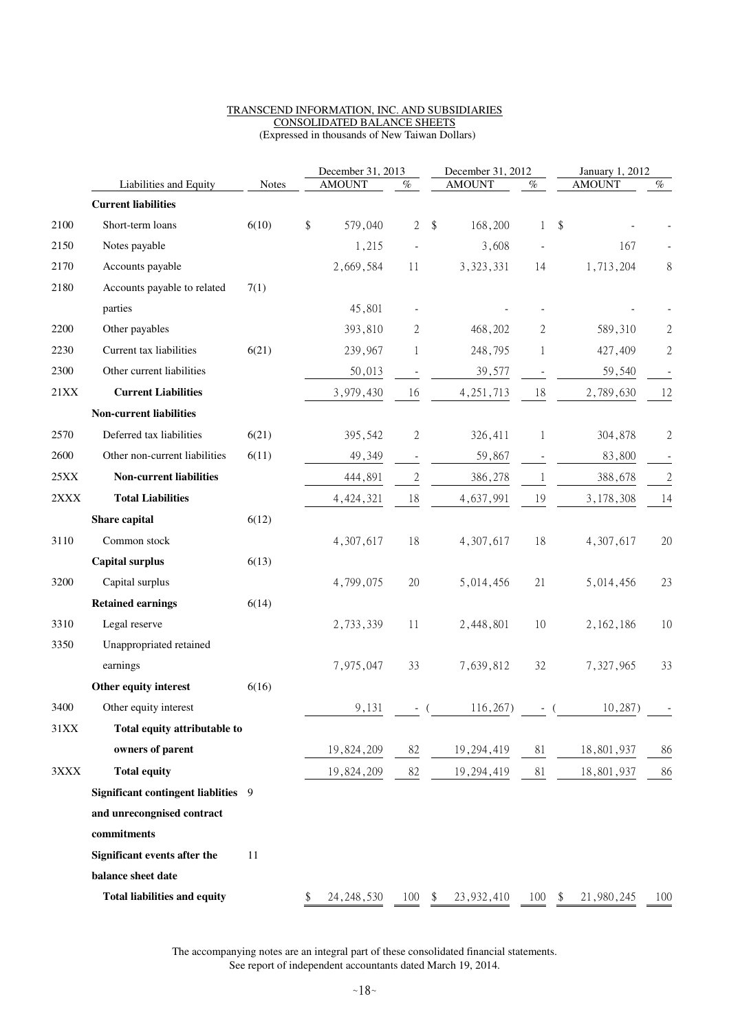TRANSCEND INFORMATION, INC. AND SUBSIDIARIES
CONSOLIDATED BALANCE SHEETS
(Expressed in thousands of New Taiwan Dollars)

| | Liabilities and Equity | Notes | December 31, 2013 AMOUNT | % | December 31, 2012 AMOUNT | % | January 1, 2012 AMOUNT | % |
|---|---|---|---|---|---|---|---|---|
| | **Current liabilities** | | | | | | | |
| 2100 | Short-term loans | 6(10) | $ 579,040 | 2 | $ 168,200 | 1 | $ - | - |
| 2150 | Notes payable | | 1,215 | - | 3,608 | - | 167 | - |
| 2170 | Accounts payable | | 2,669,584 | 11 | 3,323,331 | 14 | 1,713,204 | 8 |
| 2180 | Accounts payable to related parties | 7(1) | 45,801 | - | - | - | - | - |
| 2200 | Other payables | | 393,810 | 2 | 468,202 | 2 | 589,310 | 2 |
| 2230 | Current tax liabilities | 6(21) | 239,967 | 1 | 248,795 | 1 | 427,409 | 2 |
| 2300 | Other current liabilities | | 50,013 | - | 39,577 | - | 59,540 | - |
| 21XX | **Current Liabilities** | | 3,979,430 | 16 | 4,251,713 | 18 | 2,789,630 | 12 |
| | **Non-current liabilities** | | | | | | | |
| 2570 | Deferred tax liabilities | 6(21) | 395,542 | 2 | 326,411 | 1 | 304,878 | 2 |
| 2600 | Other non-current liabilities | 6(11) | 49,349 | - | 59,867 | - | 83,800 | - |
| 25XX | **Non-current liabilities** | | 444,891 | 2 | 386,278 | 1 | 388,678 | 2 |
| 2XXX | **Total Liabilities** | | 4,424,321 | 18 | 4,637,991 | 19 | 3,178,308 | 14 |
| | **Share capital** | 6(12) | | | | | | |
| 3110 | Common stock | | 4,307,617 | 18 | 4,307,617 | 18 | 4,307,617 | 20 |
| | **Capital surplus** | 6(13) | | | | | | |
| 3200 | Capital surplus | | 4,799,075 | 20 | 5,014,456 | 21 | 5,014,456 | 23 |
| | **Retained earnings** | 6(14) | | | | | | |
| 3310 | Legal reserve | | 2,733,339 | 11 | 2,448,801 | 10 | 2,162,186 | 10 |
| 3350 | Unappropriated retained earnings | | 7,975,047 | 33 | 7,639,812 | 32 | 7,327,965 | 33 |
| | **Other equity interest** | 6(16) | | | | | | |
| 3400 | Other equity interest | | 9,131 | - | ( 116,267) | - | ( 10,287) | - |
| 31XX | **Total equity attributable to owners of parent** | | 19,824,209 | 82 | 19,294,419 | 81 | 18,801,937 | 86 |
| 3XXX | **Total equity** | | 19,824,209 | 82 | 19,294,419 | 81 | 18,801,937 | 86 |
| | **Significant contingent liablities and unrecongnised contract commitments** | 9 | | | | | | |
| | **Significant events after the balance sheet date** | 11 | | | | | | |
| | **Total liabilities and equity** | | $ 24,248,530 | 100 | $ 23,932,410 | 100 | $ 21,980,245 | 100 |

The accompanying notes are an integral part of these consolidated financial statements.
See report of independent accountants dated March 19, 2014.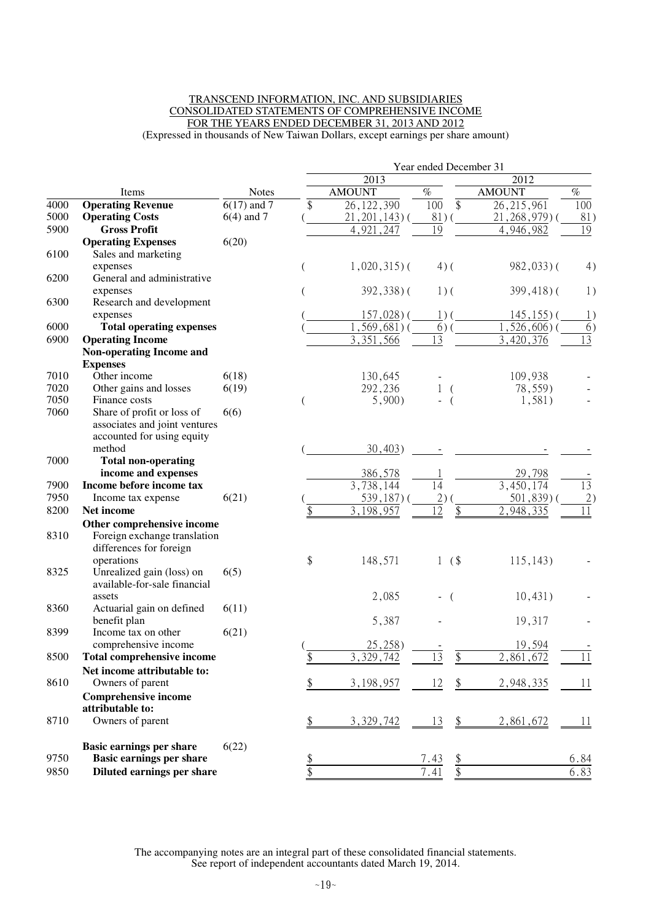TRANSCEND INFORMATION, INC. AND SUBSIDIARIES
CONSOLIDATED STATEMENTS OF COMPREHENSIVE INCOME
FOR THE YEARS ENDED DECEMBER 31, 2013 AND 2012
(Expressed in thousands of New Taiwan Dollars, except earnings per share amount)

| | Items | Notes | Year ended December 31 | | | |
|---|---|---|---|---|---|---|
| | | | 2013 | | 2012 | |
| | | | AMOUNT | % | AMOUNT | % |
| 4000 | **Operating Revenue** | 6(17) and 7 | $ 26,122,390 | 100 | $ 26,215,961 | 100 |
| 5000 | **Operating Costs** | 6(4) and 7 | ( 21,201,143) | ( 81) | ( 21,268,979) | ( 81) |
| 5900 | **Gross Profit** | | 4,921,247 | 19 | 4,946,982 | 19 |
| | **Operating Expenses** | 6(20) | | | | |
| 6100 | Sales and marketing expenses | | ( 1,020,315) | ( 4) | ( 982,033) | ( 4) |
| 6200 | General and administrative expenses | | ( 392,338) | ( 1) | ( 399,418) | ( 1) |
| 6300 | Research and development expenses | | ( 157,028) | ( 1) | ( 145,155) | ( 1) |
| 6000 | **Total operating expenses** | | ( 1,569,681) | ( 6) | ( 1,526,606) | ( 6) |
| 6900 | **Operating Income** | | 3,351,566 | 13 | 3,420,376 | 13 |
| | **Non-operating Income and Expenses** | | | | | |
| 7010 | Other income | 6(18) | 130,645 | - | 109,938 | - |
| 7020 | Other gains and losses | 6(19) | 292,236 | 1 | ( 78,559) | - |
| 7050 | Finance costs | | ( 5,900) | - | ( 1,581) | - |
| 7060 | Share of profit or loss of associates and joint ventures accounted for using equity method | 6(6) | ( 30,403) | - | - | - |
| 7000 | **Total non-operating income and expenses** | | 386,578 | 1 | 29,798 | - |
| 7900 | **Income before income tax** | | 3,738,144 | 14 | 3,450,174 | 13 |
| 7950 | Income tax expense | 6(21) | ( 539,187) | ( 2) | ( 501,839) | ( 2) |
| 8200 | **Net income** | | $ 3,198,957 | 12 | $ 2,948,335 | 11 |
| | **Other comprehensive income** | | | | | |
| 8310 | Foreign exchange translation differences for foreign operations | | $ 148,571 | 1 | ($ 115,143) | - |
| 8325 | Unrealized gain (loss) on available-for-sale financial assets | 6(5) | 2,085 | - | ( 10,431) | - |
| 8360 | Actuarial gain on defined benefit plan | 6(11) | 5,387 | - | 19,317 | - |
| 8399 | Income tax on other comprehensive income | 6(21) | ( 25,258) | - | 19,594 | - |
| 8500 | **Total comprehensive income** | | $ 3,329,742 | 13 | $ 2,861,672 | 11 |
| | **Net income attributable to:** | | | | | |
| 8610 | Owners of parent | | $ 3,198,957 | 12 | $ 2,948,335 | 11 |
| | **Comprehensive income attributable to:** | | | | | |
| 8710 | Owners of parent | | $ 3,329,742 | 13 | $ 2,861,672 | 11 |
| | **Basic earnings per share** | 6(22) | | | | |
| 9750 | **Basic earnings per share** | | $ | 7.43 | $ | 6.84 |
| 9850 | **Diluted earnings per share** | | $ | 7.41 | $ | 6.83 |

The accompanying notes are an integral part of these consolidated financial statements.
See report of independent accountants dated March 19, 2014.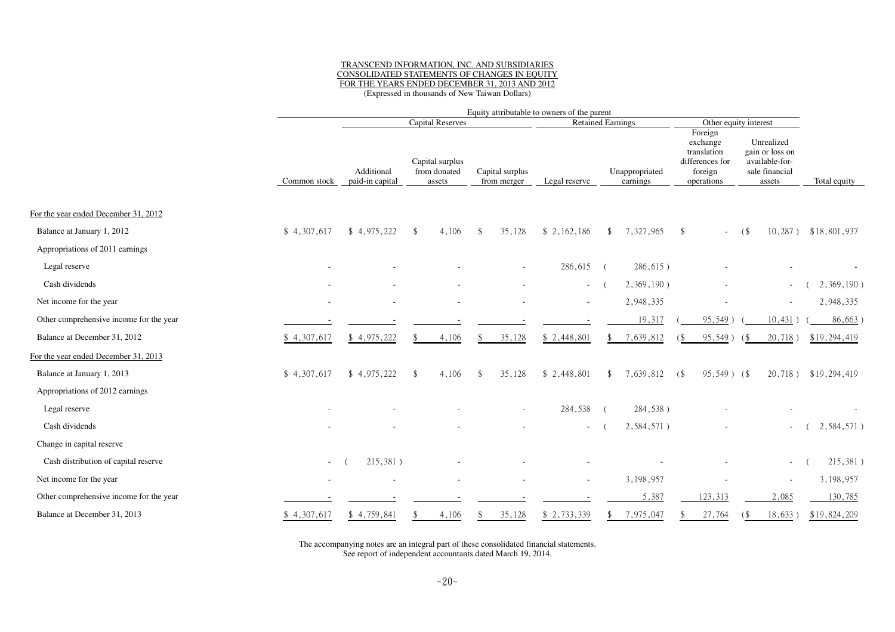TRANSCEND INFORMATION, INC. AND SUBSIDIARIES
CONSOLIDATED STATEMENTS OF CHANGES IN EQUITY
FOR THE YEARS ENDED DECEMBER 31, 2013 AND 2012
(Expressed in thousands of New Taiwan Dollars)

| | Equity attributable to owners of the parent | | | | | | | | |
|---|---|---|---|---|---|---|---|---|---|
| | | Capital Reserves | | | Retained Earnings | | Other equity interest | | |
| | Common stock | Additional paid-in capital | Capital surplus from donated assets | Capital surplus from merger | Legal reserve | Unappropriated earnings | Foreign exchange translation differences for foreign operations | Unrealized gain or loss on available-for-sale financial assets | Total equity |
| For the year ended December 31, 2012 | | | | | | | | | |
| Balance at January 1, 2012 | $ 4,307,617 | $ 4,975,222 | $ 4,106 | $ 35,128 | $ 2,162,186 | $ 7,327,965 | $ - | ($ 10,287) | $18,801,937 |
| Appropriations of 2011 earnings | | | | | | | | | |
| Legal reserve | - | - | - | - | 286,615 | ( 286,615) | - | - | - |
| Cash dividends | - | - | - | - | - | ( 2,369,190) | - | - | ( 2,369,190) |
| Net income for the year | - | - | - | - | - | 2,948,335 | - | - | 2,948,335 |
| Other comprehensive income for the year | - | - | - | - | - | 19,317 | ( 95,549) | ( 10,431) | ( 86,663) |
| Balance at December 31, 2012 | $ 4,307,617 | $ 4,975,222 | $ 4,106 | $ 35,128 | $ 2,448,801 | $ 7,639,812 | ($ 95,549) | ($ 20,718) | $19,294,419 |
| For the year ended December 31, 2013 | | | | | | | | | |
| Balance at January 1, 2013 | $ 4,307,617 | $ 4,975,222 | $ 4,106 | $ 35,128 | $ 2,448,801 | $ 7,639,812 | ($ 95,549) | ($ 20,718) | $19,294,419 |
| Appropriations of 2012 earnings | | | | | | | | | |
| Legal reserve | - | - | - | - | 284,538 | ( 284,538) | - | - | - |
| Cash dividends | - | - | - | - | - | ( 2,584,571) | - | - | ( 2,584,571) |
| Change in capital reserve | | | | | | | | | |
| Cash distribution of capital reserve | - | ( 215,381) | - | - | - | - | - | - | ( 215,381) |
| Net income for the year | - | - | - | - | - | 3,198,957 | - | - | 3,198,957 |
| Other comprehensive income for the year | - | - | - | - | - | 5,387 | 123,313 | 2,085 | 130,785 |
| Balance at December 31, 2013 | $ 4,307,617 | $ 4,759,841 | $ 4,106 | $ 35,128 | $ 2,733,339 | $ 7,975,047 | $ 27,764 | ($ 18,633) | $19,824,209 |

The accompanying notes are an integral part of these consolidated financial statements.
See report of independent accountants dated March 19, 2014.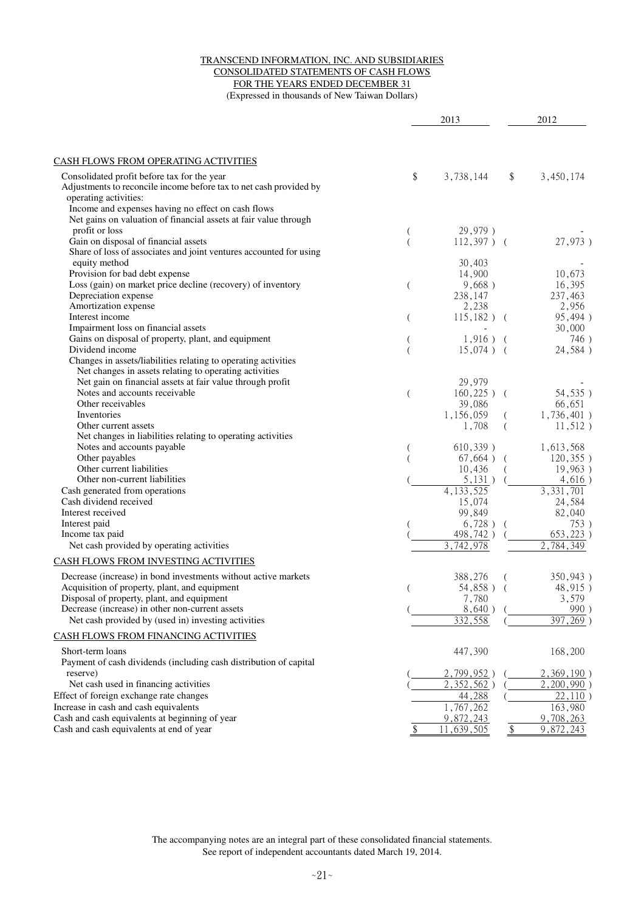TRANSCEND INFORMATION, INC. AND SUBSIDIARIES
CONSOLIDATED STATEMENTS OF CASH FLOWS
FOR THE YEARS ENDED DECEMBER 31
(Expressed in thousands of New Taiwan Dollars)

| | 2013 | 2012 |
|---|---|---|
| **CASH FLOWS FROM OPERATING ACTIVITIES** | | |
| Consolidated profit before tax for the year | $ 3,738,144 | $ 3,450,174 |
| Adjustments to reconcile income before tax to net cash provided by operating activities: | | |
| Income and expenses having no effect on cash flows | | |
| Net gains on valuation of financial assets at fair value through profit or loss | ( 29,979 ) | - |
| Gain on disposal of financial assets | ( 112,397 ) | ( 27,973 ) |
| Share of loss of associates and joint ventures accounted for using equity method | 30,403 | - |
| Provision for bad debt expense | 14,900 | 10,673 |
| Loss (gain) on market price decline (recovery) of inventory | ( 9,668 ) | 16,395 |
| Depreciation expense | 238,147 | 237,463 |
| Amortization expense | 2,238 | 2,956 |
| Interest income | ( 115,182 ) | ( 95,494 ) |
| Impairment loss on financial assets | - | 30,000 |
| Gains on disposal of property, plant, and equipment | ( 1,916 ) | ( 746 ) |
| Dividend income | ( 15,074 ) | ( 24,584 ) |
| Changes in assets/liabilities relating to operating activities | | |
| Net changes in assets relating to operating activities | | |
| Net gain on financial assets at fair value through profit | 29,979 | - |
| Notes and accounts receivable | ( 160,225 ) | ( 54,535 ) |
| Other receivables | 39,086 | 66,651 |
| Inventories | 1,156,059 | ( 1,736,401 ) |
| Other current assets | 1,708 | ( 11,512 ) |
| Net changes in liabilities relating to operating activities | | |
| Notes and accounts payable | ( 610,339 ) | 1,613,568 |
| Other payables | ( 67,664 ) | ( 120,355 ) |
| Other current liabilities | 10,436 | ( 19,963 ) |
| Other non-current liabilities | ( 5,131 ) | ( 4,616 ) |
| Cash generated from operations | 4,133,525 | 3,331,701 |
| Cash dividend received | 15,074 | 24,584 |
| Interest received | 99,849 | 82,040 |
| Interest paid | ( 6,728 ) | ( 753 ) |
| Income tax paid | ( 498,742 ) | ( 653,223 ) |
| Net cash provided by operating activities | 3,742,978 | 2,784,349 |
| **CASH FLOWS FROM INVESTING ACTIVITIES** | | |
| Decrease (increase) in bond investments without active markets | 388,276 | ( 350,943 ) |
| Acquisition of property, plant, and equipment | ( 54,858 ) | ( 48,915 ) |
| Disposal of property, plant, and equipment | 7,780 | 3,579 |
| Decrease (increase) in other non-current assets | ( 8,640 ) | ( 990 ) |
| Net cash provided by (used in) investing activities | 332,558 | ( 397,269 ) |
| **CASH FLOWS FROM FINANCING ACTIVITIES** | | |
| Short-term loans | 447,390 | 168,200 |
| Payment of cash dividends (including cash distribution of capital reserve) | ( 2,799,952 ) | ( 2,369,190 ) |
| Net cash used in financing activities | ( 2,352,562 ) | ( 2,200,990 ) |
| Effect of foreign exchange rate changes | 44,288 | ( 22,110 ) |
| Increase in cash and cash equivalents | 1,767,262 | 163,980 |
| Cash and cash equivalents at beginning of year | 9,872,243 | 9,708,263 |
| Cash and cash equivalents at end of year | $ 11,639,505 | $ 9,872,243 |

The accompanying notes are an integral part of these consolidated financial statements.
See report of independent accountants dated March 19, 2014.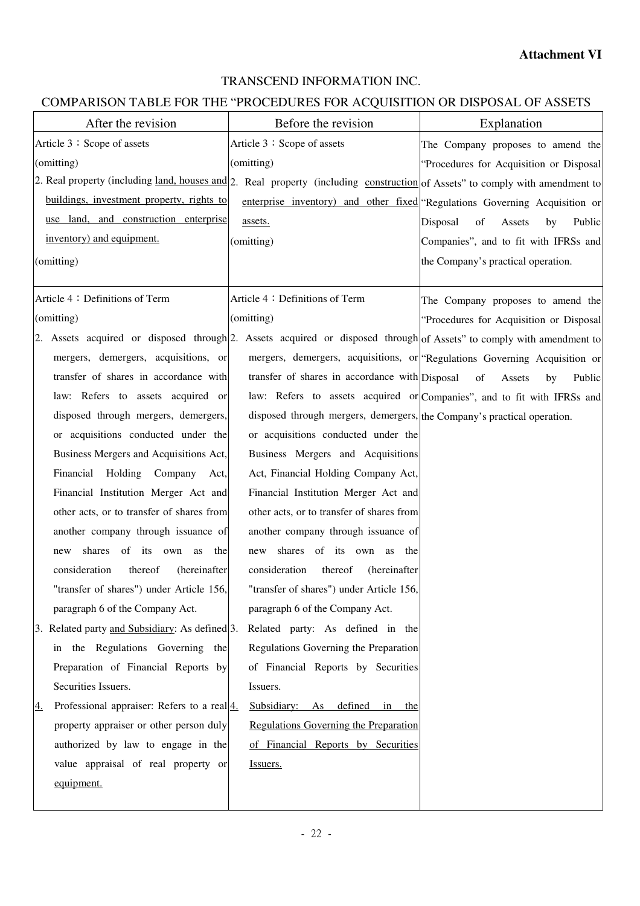**Attachment VI**

TRANSCEND INFORMATION INC.

COMPARISON TABLE FOR THE "PROCEDURES FOR ACQUISITION OR DISPOSAL OF ASSETS

| After the revision | Before the revision | Explanation |
|---|---|---|
| Article 3：Scope of assets<br>(omitting)<br>2. Real property (including land, houses and buildings, investment property, rights to use land, and construction enterprise inventory) and equipment.<br>(omitting) | Article 3：Scope of assets<br>(omitting)<br>2. Real property (including construction enterprise inventory) and other fixed assets.<br>(omitting) | The Company proposes to amend the "Procedures for Acquisition or Disposal of Assets" to comply with amendment to "Regulations Governing Acquisition or Disposal of Assets by Public Companies", and to fit with IFRSs and the Company's practical operation. |
| Article 4：Definitions of Term<br>(omitting)<br>2. Assets acquired or disposed through mergers, demergers, acquisitions, or transfer of shares in accordance with law: Refers to assets acquired or disposed through mergers, demergers, or acquisitions conducted under the Business Mergers and Acquisitions Act, Financial Holding Company Act, Financial Institution Merger Act and other acts, or to transfer of shares from another company through issuance of new shares of its own as the consideration thereof (hereinafter "transfer of shares") under Article 156, paragraph 6 of the Company Act.<br>3. Related party and Subsidiary: As defined in the Regulations Governing the Preparation of Financial Reports by Securities Issuers.<br>4. Professional appraiser: Refers to a real property appraiser or other person duly authorized by law to engage in the value appraisal of real property or equipment. | Article 4：Definitions of Term<br>(omitting)<br>2. Assets acquired or disposed through mergers, demergers, acquisitions, or transfer of shares in accordance with law: Refers to assets acquired or disposed through mergers, demergers, or acquisitions conducted under the Business Mergers and Acquisitions Act, Financial Holding Company Act, Financial Institution Merger Act and other acts, or to transfer of shares from another company through issuance of new shares of its own as the consideration thereof (hereinafter "transfer of shares") under Article 156, paragraph 6 of the Company Act.<br>3. Related party: As defined in the Regulations Governing the Preparation of Financial Reports by Securities Issuers.<br>4. Subsidiary: As defined in the Regulations Governing the Preparation of Financial Reports by Securities Issuers. | The Company proposes to amend the "Procedures for Acquisition or Disposal of Assets" to comply with amendment to "Regulations Governing Acquisition or Disposal of Assets by Public Companies", and to fit with IFRSs and the Company's practical operation. |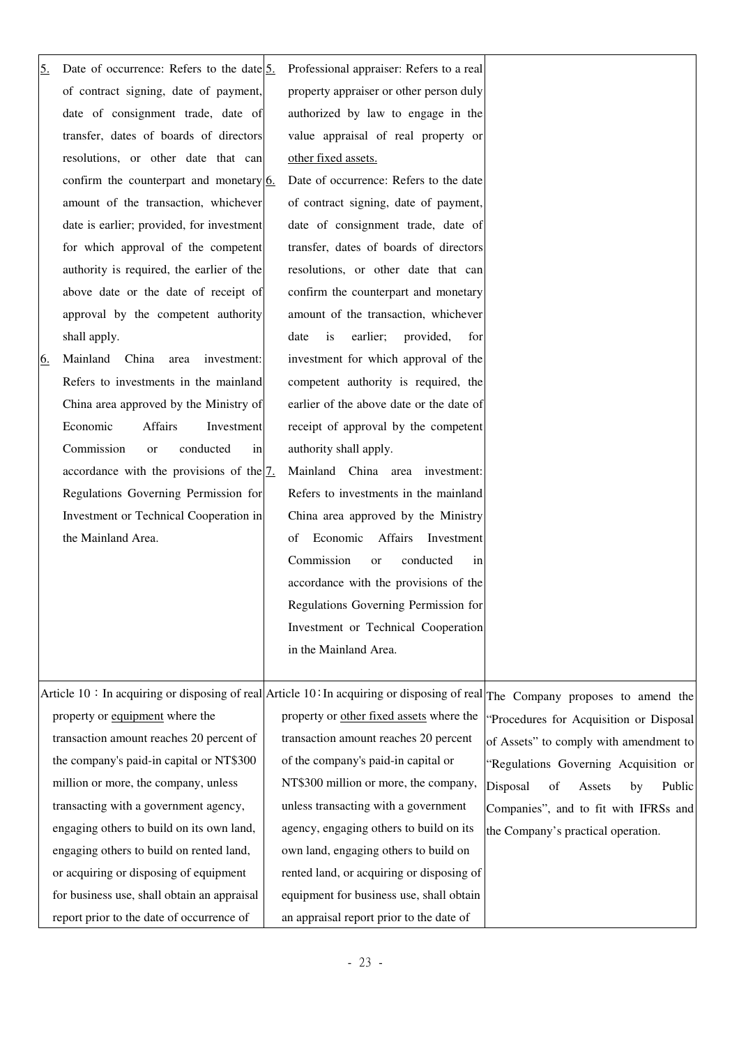| | | |
|---|---|---|
| 5. Date of occurrence: Refers to the date of contract signing, date of payment, date of consignment trade, date of transfer, dates of boards of directors resolutions, or other date that can confirm the counterpart and monetary amount of the transaction, whichever date is earlier; provided, for investment for which approval of the competent authority is required, the earlier of the above date or the date of receipt of approval by the competent authority shall apply.<br>6. Mainland China area investment: Refers to investments in the mainland China area approved by the Ministry of Economic Affairs Investment Commission or conducted in accordance with the provisions of the Regulations Governing Permission for Investment or Technical Cooperation in the Mainland Area. | 5. Professional appraiser: Refers to a real property appraiser or other person duly authorized by law to engage in the value appraisal of real property or other fixed assets.<br>6. Date of occurrence: Refers to the date of contract signing, date of payment, date of consignment trade, date of transfer, dates of boards of directors resolutions, or other date that can confirm the counterpart and monetary amount of the transaction, whichever date is earlier; provided, for investment for which approval of the competent authority is required, the earlier of the above date or the date of receipt of approval by the competent authority shall apply.<br>7. Mainland China area investment: Refers to investments in the mainland China area approved by the Ministry of Economic Affairs Investment Commission or conducted in accordance with the provisions of the Regulations Governing Permission for Investment or Technical Cooperation in the Mainland Area. | |
| Article 10：In acquiring or disposing of real property or equipment where the transaction amount reaches 20 percent of the company's paid-in capital or NT$300 million or more, the company, unless transacting with a government agency, engaging others to build on its own land, engaging others to build on rented land, or acquiring or disposing of equipment for business use, shall obtain an appraisal report prior to the date of occurrence of | Article 10：In acquiring or disposing of real property or other fixed assets where the transaction amount reaches 20 percent of the company's paid-in capital or NT$300 million or more, the company, unless transacting with a government agency, engaging others to build on its own land, engaging others to build on rented land, or acquiring or disposing of equipment for business use, shall obtain an appraisal report prior to the date of | The Company proposes to amend the "Procedures for Acquisition or Disposal of Assets" to comply with amendment to "Regulations Governing Acquisition or Disposal of Assets by Public Companies", and to fit with IFRSs and the Company's practical operation. |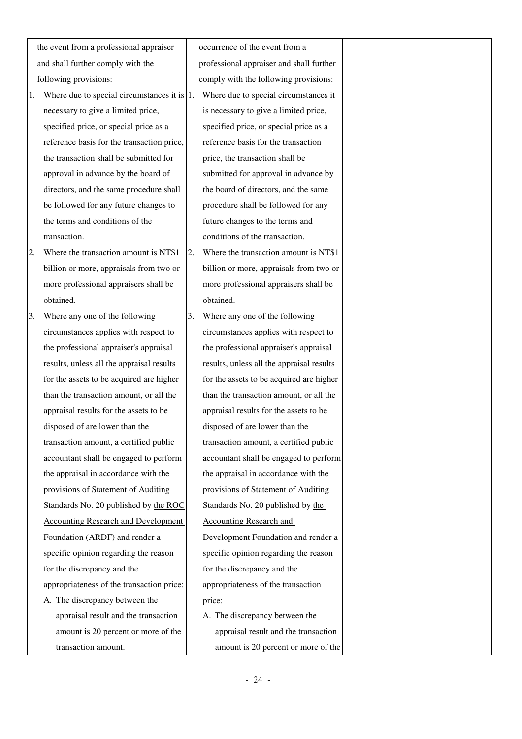| | | |
|---|---|---|
| the event from a professional appraiser and shall further comply with the following provisions:<br>1. Where due to special circumstances it is necessary to give a limited price, specified price, or special price as a reference basis for the transaction price, the transaction shall be submitted for approval in advance by the board of directors, and the same procedure shall be followed for any future changes to the terms and conditions of the transaction.<br>2. Where the transaction amount is NT$1 billion or more, appraisals from two or more professional appraisers shall be obtained.<br>3. Where any one of the following circumstances applies with respect to the professional appraiser's appraisal results, unless all the appraisal results for the assets to be acquired are higher than the transaction amount, or all the appraisal results for the assets to be disposed of are lower than the transaction amount, a certified public accountant shall be engaged to perform the appraisal in accordance with the provisions of Statement of Auditing Standards No. 20 published by <u>the ROC Accounting Research and Development Foundation (ARDF)</u> and render a specific opinion regarding the reason for the discrepancy and the appropriateness of the transaction price:<br>A. The discrepancy between the appraisal result and the transaction amount is 20 percent or more of the transaction amount. | occurrence of the event from a professional appraiser and shall further comply with the following provisions:<br>1. Where due to special circumstances it is necessary to give a limited price, specified price, or special price as a reference basis for the transaction price, the transaction shall be submitted for approval in advance by the board of directors, and the same procedure shall be followed for any future changes to the terms and conditions of the transaction.<br>2. Where the transaction amount is NT$1 billion or more, appraisals from two or more professional appraisers shall be obtained.<br>3. Where any one of the following circumstances applies with respect to the professional appraiser's appraisal results, unless all the appraisal results for the assets to be acquired are higher than the transaction amount, or all the appraisal results for the assets to be disposed of are lower than the transaction amount, a certified public accountant shall be engaged to perform the appraisal in accordance with the provisions of Statement of Auditing Standards No. 20 published by <u>the Accounting Research and Development Foundation</u> and render a specific opinion regarding the reason for the discrepancy and the appropriateness of the transaction price:<br>A. The discrepancy between the appraisal result and the transaction amount is 20 percent or more of the | |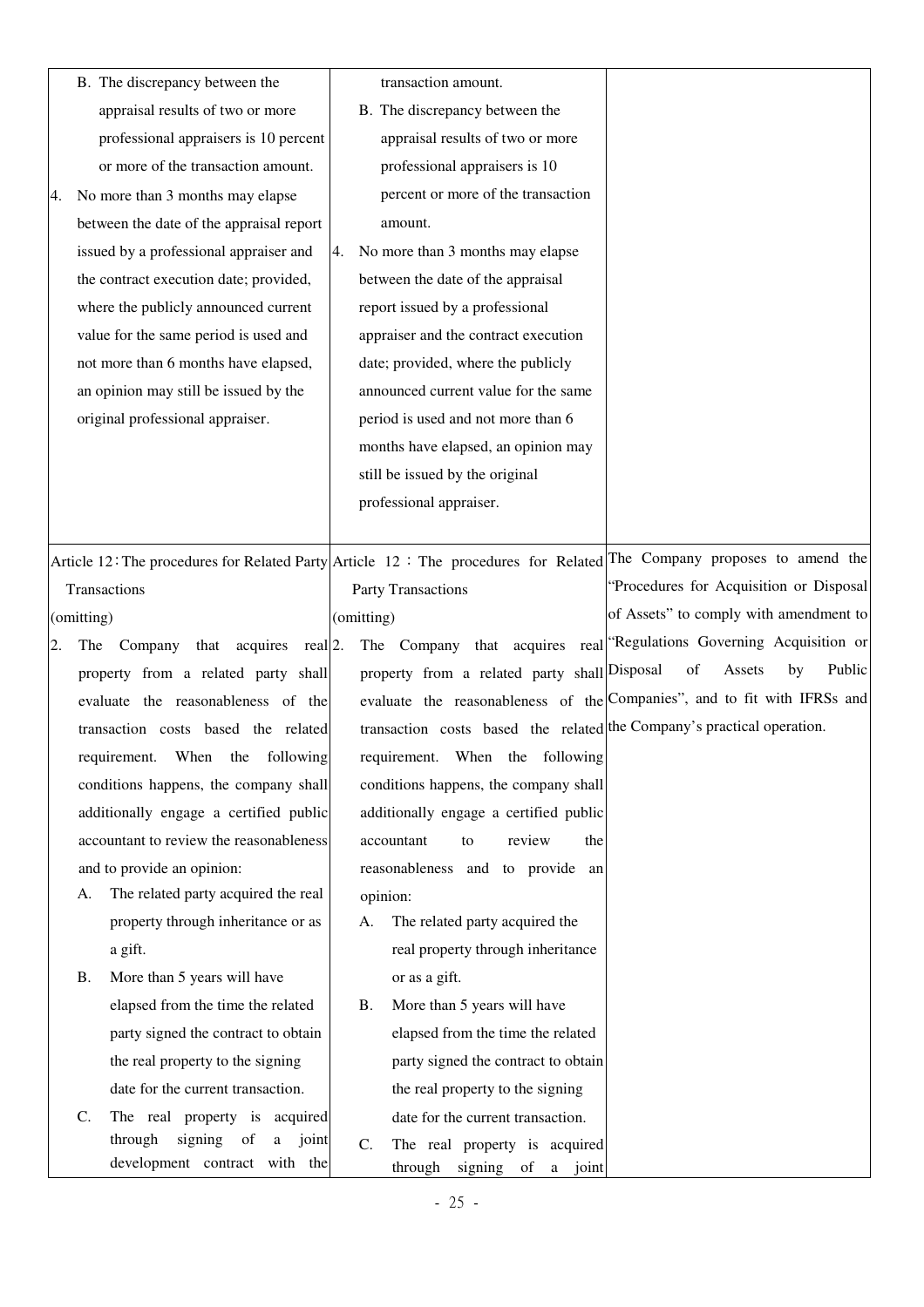| | | |
|---|---|---|
| B. The discrepancy between the appraisal results of two or more professional appraisers is 10 percent or more of the transaction amount.<br>4. No more than 3 months may elapse between the date of the appraisal report issued by a professional appraiser and the contract execution date; provided, where the publicly announced current value for the same period is used and not more than 6 months have elapsed, an opinion may still be issued by the original professional appraiser. | transaction amount.<br>B. The discrepancy between the appraisal results of two or more professional appraisers is 10 percent or more of the transaction amount.<br>4. No more than 3 months may elapse between the date of the appraisal report issued by a professional appraiser and the contract execution date; provided, where the publicly announced current value for the same period is used and not more than 6 months have elapsed, an opinion may still be issued by the original professional appraiser. | |
| Article 12：The procedures for Related Party Transactions<br>(omitting)<br>2. The Company that acquires real property from a related party shall evaluate the reasonableness of the transaction costs based the related requirement. When the following conditions happens, the company shall additionally engage a certified public accountant to review the reasonableness and to provide an opinion:<br>A. The related party acquired the real property through inheritance or as a gift.<br>B. More than 5 years will have elapsed from the time the related party signed the contract to obtain the real property to the signing date for the current transaction.<br>C. The real property is acquired through signing of a joint development contract with the | Article 12：The procedures for Related Party Transactions<br>(omitting)<br>2. The Company that acquires real property from a related party shall evaluate the reasonableness of the transaction costs based the related requirement. When the following conditions happens, the company shall additionally engage a certified public accountant to review the reasonableness and to provide an opinion:<br>A. The related party acquired the real property through inheritance or as a gift.<br>B. More than 5 years will have elapsed from the time the related party signed the contract to obtain the real property to the signing date for the current transaction.<br>C. The real property is acquired through signing of a joint | The Company proposes to amend the "Procedures for Acquisition or Disposal of Assets" to comply with amendment to "Regulations Governing Acquisition or Disposal of Assets by Public Companies", and to fit with IFRSs and the Company's practical operation. |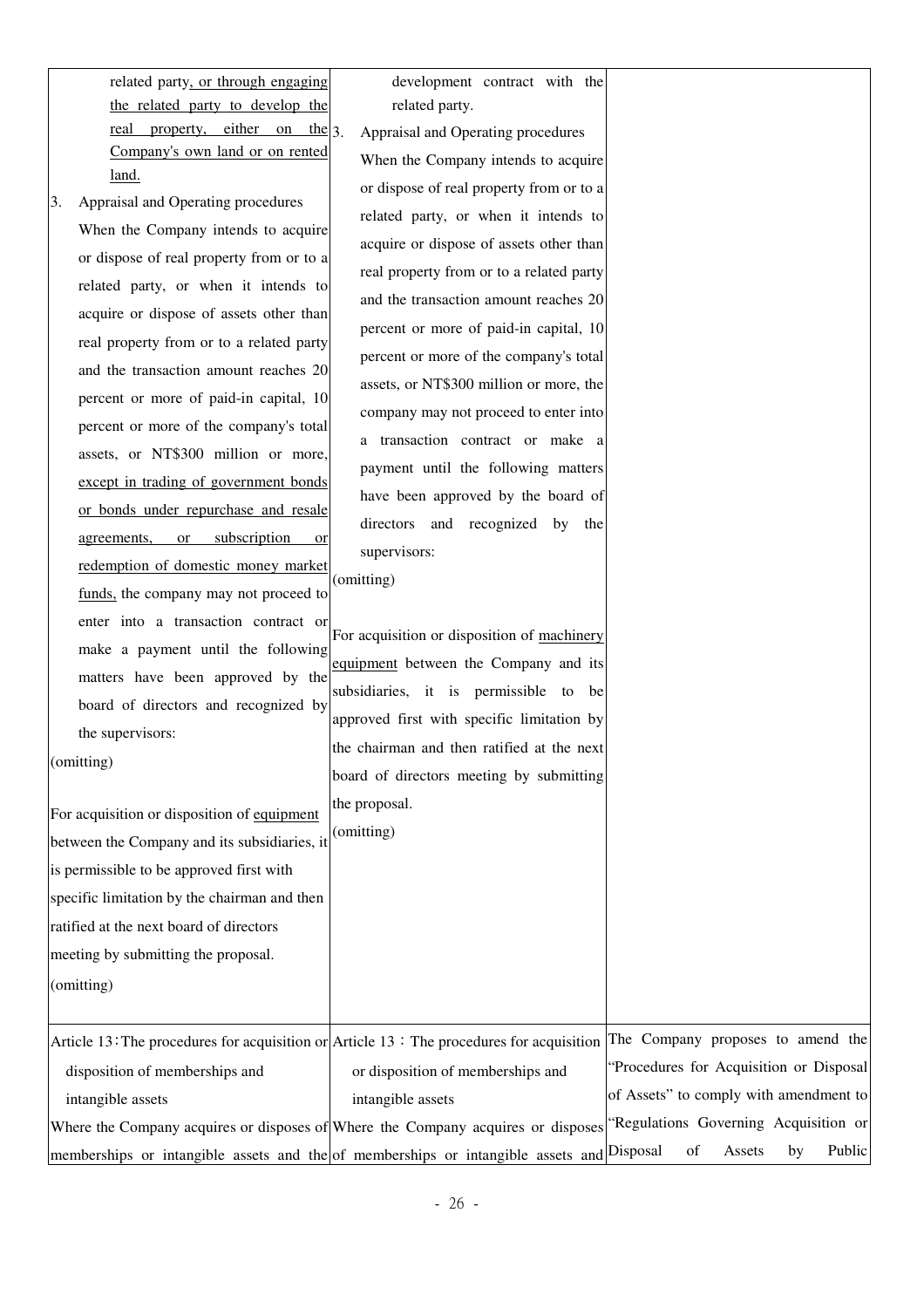| | | |
|---|---|---|
| related party, or through engaging the related party to develop the real property, either on the Company's own land or on rented land.<br>3. Appraisal and Operating procedures<br>When the Company intends to acquire or dispose of real property from or to a related party, or when it intends to acquire or dispose of assets other than real property from or to a related party and the transaction amount reaches 20 percent or more of paid-in capital, 10 percent or more of the company's total assets, or NT$300 million or more, except in trading of government bonds or bonds under repurchase and resale agreements, or subscription or redemption of domestic money market funds, the company may not proceed to enter into a transaction contract or make a payment until the following matters have been approved by the board of directors and recognized by the supervisors:<br>(omitting)<br><br>For acquisition or disposition of equipment between the Company and its subsidiaries, it is permissible to be approved first with specific limitation by the chairman and then ratified at the next board of directors meeting by submitting the proposal.<br>(omitting) | development contract with the related party.<br>3. Appraisal and Operating procedures<br>When the Company intends to acquire or dispose of real property from or to a related party, or when it intends to acquire or dispose of assets other than real property from or to a related party and the transaction amount reaches 20 percent or more of paid-in capital, 10 percent or more of the company's total assets, or NT$300 million or more, the company may not proceed to enter into a transaction contract or make a payment until the following matters have been approved by the board of directors and recognized by the supervisors:<br>(omitting)<br><br>For acquisition or disposition of machinery equipment between the Company and its subsidiaries, it is permissible to be approved first with specific limitation by the chairman and then ratified at the next board of directors meeting by submitting the proposal.<br>(omitting) | |
| Article 13：The procedures for acquisition or disposition of memberships and intangible assets<br>Where the Company acquires or disposes of memberships or intangible assets and the | Article 13：The procedures for acquisition or disposition of memberships and intangible assets<br>Where the Company acquires or disposes of memberships or intangible assets and | The Company proposes to amend the "Procedures for Acquisition or Disposal of Assets" to comply with amendment to "Regulations Governing Acquisition or Disposal of Assets by Public |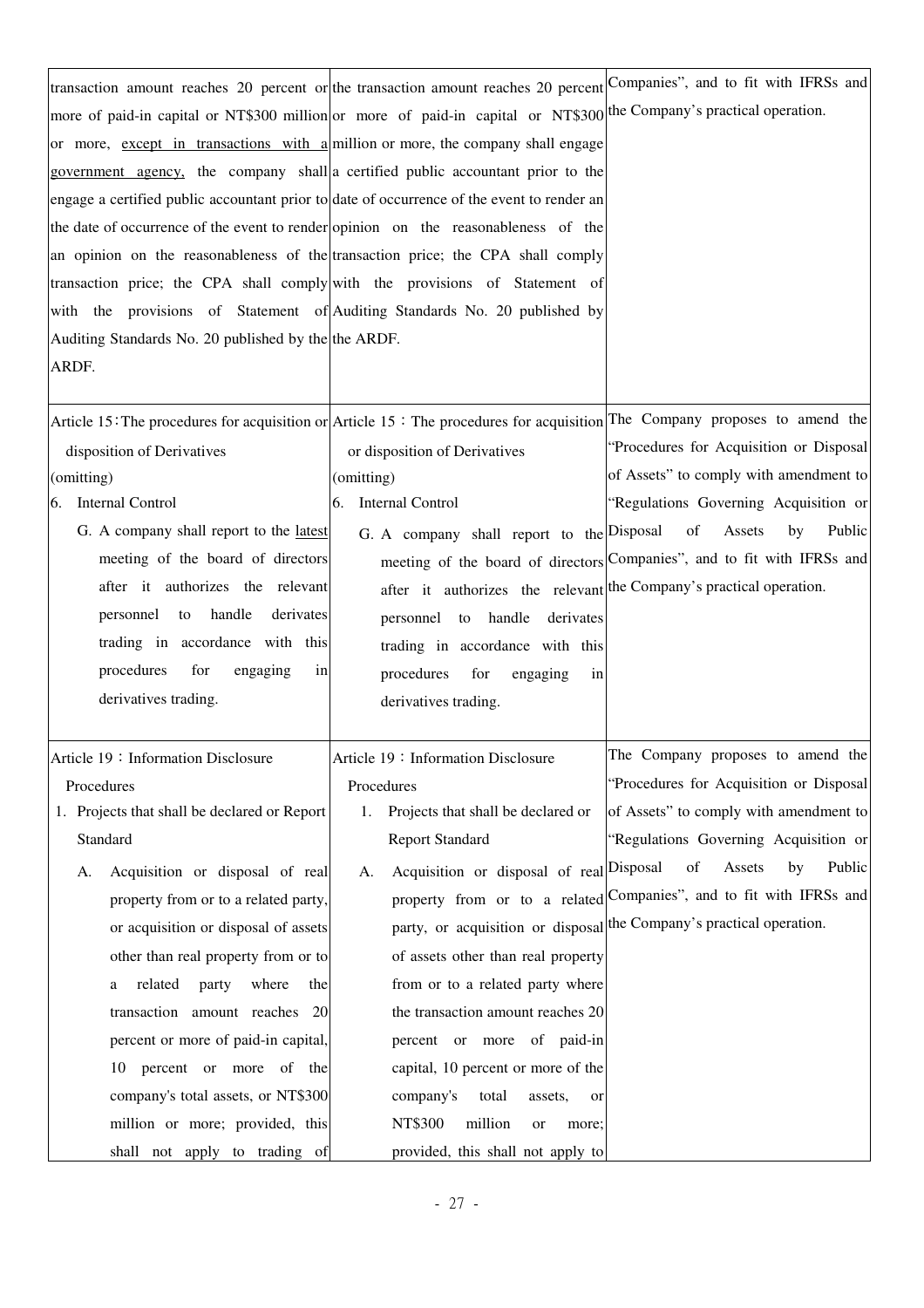| | | |
|---|---|---|
| transaction amount reaches 20 percent or more of paid-in capital or NT$300 million or more, except in transactions with a government agency, the company shall engage a certified public accountant prior to the date of occurrence of the event to render an opinion on the reasonableness of the transaction price; the CPA shall comply with the provisions of Statement of Auditing Standards No. 20 published by the ARDF. | the transaction amount reaches 20 percent or more of paid-in capital or NT$300 million or more, the company shall engage a certified public accountant prior to the date of occurrence of the event to render an opinion on the reasonableness of the transaction price; the CPA shall comply with the provisions of Statement of Auditing Standards No. 20 published by the ARDF. | Companies", and to fit with IFRSs and the Company's practical operation. |
| Article 15：The procedures for acquisition or disposition of Derivatives<br>(omitting)<br>6. Internal Control<br>G. A company shall report to the latest meeting of the board of directors after it authorizes the relevant personnel to handle derivates trading in accordance with this procedures for engaging in derivatives trading. | Article 15：The procedures for acquisition or disposition of Derivatives<br>(omitting)<br>6. Internal Control<br>G. A company shall report to the meeting of the board of directors after it authorizes the relevant personnel to handle derivates trading in accordance with this procedures for engaging in derivatives trading. | The Company proposes to amend the "Procedures for Acquisition or Disposal of Assets" to comply with amendment to "Regulations Governing Acquisition or Disposal of Assets by Public Companies", and to fit with IFRSs and the Company's practical operation. |
| Article 19：Information Disclosure Procedures<br>1. Projects that shall be declared or Report Standard<br>A. Acquisition or disposal of real property from or to a related party, or acquisition or disposal of assets other than real property from or to a related party where the transaction amount reaches 20 percent or more of paid-in capital, 10 percent or more of the company's total assets, or NT$300 million or more; provided, this shall not apply to trading of | Article 19：Information Disclosure Procedures<br>1. Projects that shall be declared or Report Standard<br>A. Acquisition or disposal of real property from or to a related party, or acquisition or disposal of assets other than real property from or to a related party where the transaction amount reaches 20 percent or more of paid-in capital, 10 percent or more of the company's total assets, or NT$300 million or more; provided, this shall not apply to | The Company proposes to amend the "Procedures for Acquisition or Disposal of Assets" to comply with amendment to "Regulations Governing Acquisition or Disposal of Assets by Public Companies", and to fit with IFRSs and the Company's practical operation. |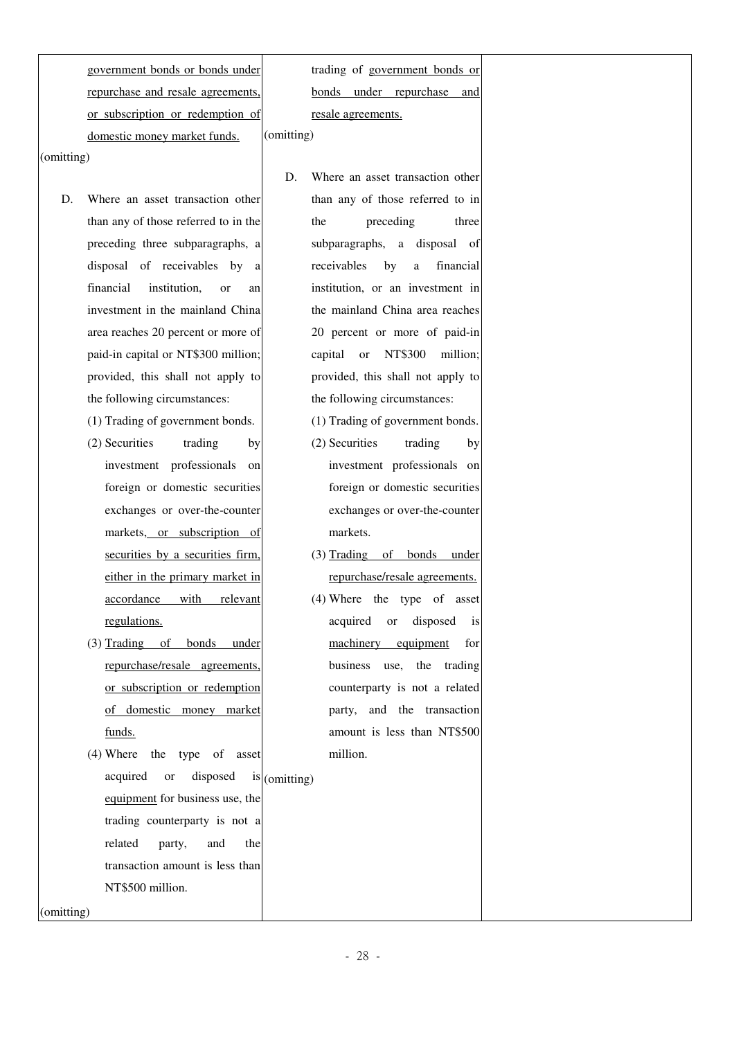| | | |
|---|---|---|
| government bonds or bonds under repurchase and resale agreements, or subscription or redemption of domestic money market funds.<br>(omitting)<br>D. Where an asset transaction other than any of those referred to in the preceding three subparagraphs, a disposal of receivables by a financial institution, or an investment in the mainland China area reaches 20 percent or more of paid-in capital or NT$300 million; provided, this shall not apply to the following circumstances:<br>(1) Trading of government bonds.<br>(2) Securities trading by investment professionals on foreign or domestic securities exchanges or over-the-counter markets, or subscription of securities by a securities firm, either in the primary market in accordance with relevant regulations.<br>(3) Trading of bonds under repurchase/resale agreements, or subscription or redemption of domestic money market funds.<br>(4) Where the type of asset acquired or disposed is equipment for business use, the trading counterparty is not a related party, and the transaction amount is less than NT$500 million.<br>(omitting) | trading of government bonds or bonds under repurchase and resale agreements.<br>(omitting)<br>D. Where an asset transaction other than any of those referred to in the preceding three subparagraphs, a disposal of receivables by a financial institution, or an investment in the mainland China area reaches 20 percent or more of paid-in capital or NT$300 million; provided, this shall not apply to the following circumstances:<br>(1) Trading of government bonds.<br>(2) Securities trading by investment professionals on foreign or domestic securities exchanges or over-the-counter markets.<br>(3) Trading of bonds under repurchase/resale agreements.<br>(4) Where the type of asset acquired or disposed is machinery equipment for business use, the trading counterparty is not a related party, and the transaction amount is less than NT$500 million.<br>(omitting) | |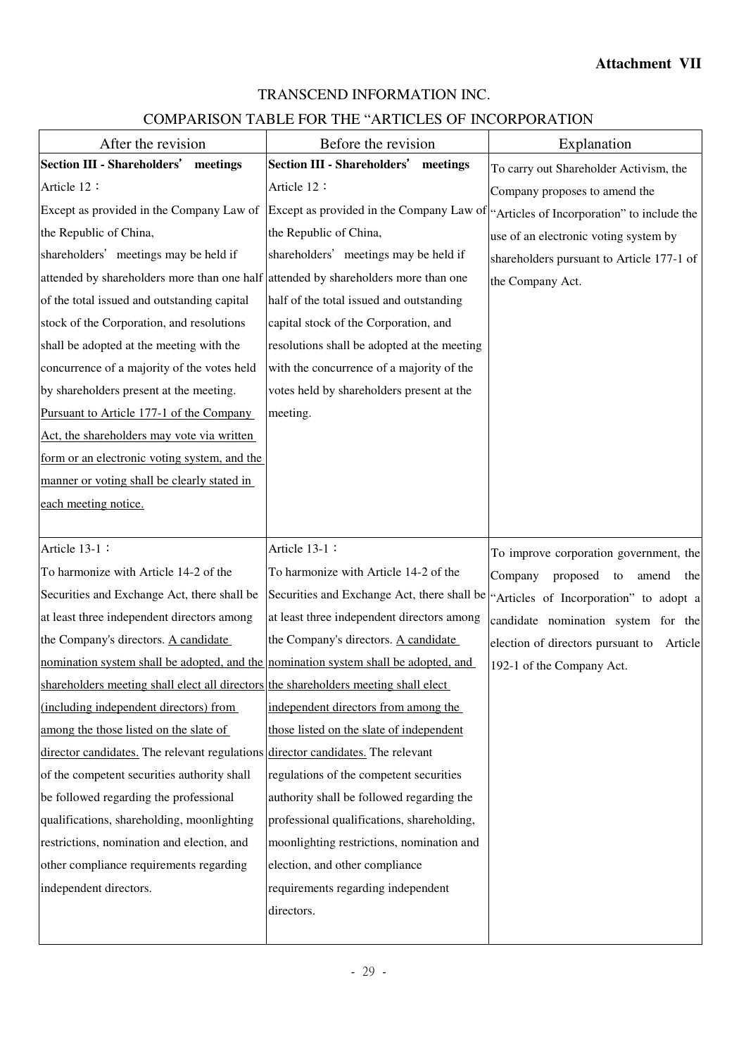**Attachment VII**

TRANSCEND INFORMATION INC.

COMPARISON TABLE FOR THE "ARTICLES OF INCORPORATION

| After the revision | Before the revision | Explanation |
|---|---|---|
| **Section III - Shareholders' meetings**<br>Article 12：<br>Except as provided in the Company Law of the Republic of China, shareholders' meetings may be held if attended by shareholders more than one half of the total issued and outstanding capital stock of the Corporation, and resolutions shall be adopted at the meeting with the concurrence of a majority of the votes held by shareholders present at the meeting. Pursuant to Article 177-1 of the Company Act, the shareholders may vote via written form or an electronic voting system, and the manner or voting shall be clearly stated in each meeting notice. | **Section III - Shareholders' meetings**<br>Article 12：<br>Except as provided in the Company Law of the Republic of China, shareholders' meetings may be held if attended by shareholders more than one half of the total issued and outstanding capital stock of the Corporation, and resolutions shall be adopted at the meeting with the concurrence of a majority of the votes held by shareholders present at the meeting. | To carry out Shareholder Activism, the Company proposes to amend the "Articles of Incorporation" to include the use of an electronic voting system by shareholders pursuant to Article 177-1 of the Company Act. |
| Article 13-1：<br>To harmonize with Article 14-2 of the Securities and Exchange Act, there shall be at least three independent directors among the Company's directors. A candidate nomination system shall be adopted, and the shareholders meeting shall elect all directors (including independent directors) from among the those listed on the slate of director candidates. The relevant regulations of the competent securities authority shall be followed regarding the professional qualifications, shareholding, moonlighting restrictions, nomination and election, and other compliance requirements regarding independent directors. | Article 13-1：<br>To harmonize with Article 14-2 of the Securities and Exchange Act, there shall be at least three independent directors among the Company's directors. A candidate nomination system shall be adopted, and the shareholders meeting shall elect independent directors from among the those listed on the slate of independent director candidates. The relevant regulations of the competent securities authority shall be followed regarding the professional qualifications, shareholding, moonlighting restrictions, nomination and election, and other compliance requirements regarding independent directors. | To improve corporation government, the Company proposed to amend the "Articles of Incorporation" to adopt a candidate nomination system for the election of directors pursuant to Article 192-1 of the Company Act. |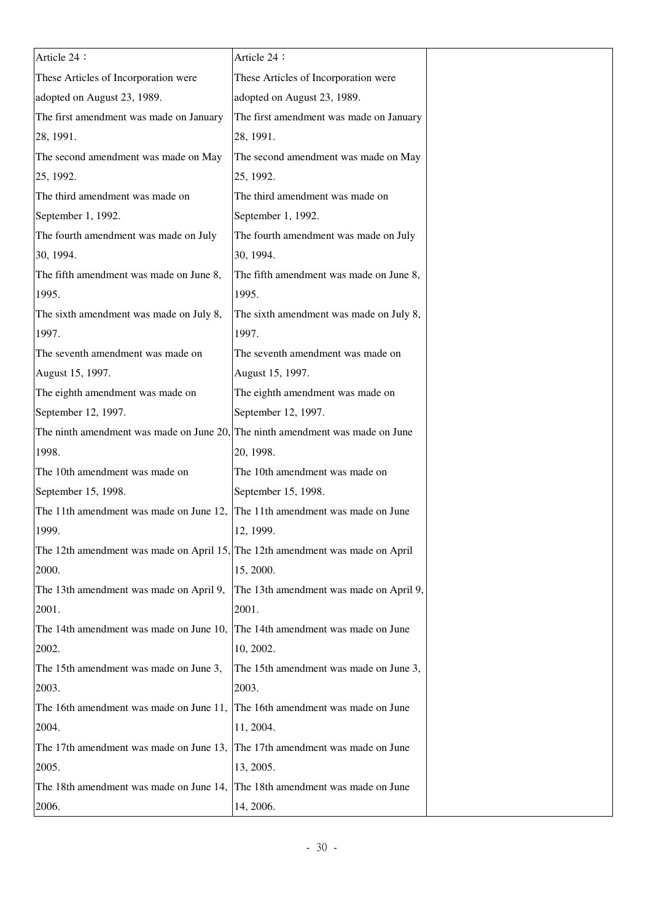| | | |
|---|---|---|
| Article 24：<br>These Articles of Incorporation were adopted on August 23, 1989.<br>The first amendment was made on January 28, 1991.<br>The second amendment was made on May 25, 1992.<br>The third amendment was made on September 1, 1992.<br>The fourth amendment was made on July 30, 1994.<br>The fifth amendment was made on June 8, 1995.<br>The sixth amendment was made on July 8, 1997.<br>The seventh amendment was made on August 15, 1997.<br>The eighth amendment was made on September 12, 1997.<br>The ninth amendment was made on June 20, 1998.<br>The 10th amendment was made on September 15, 1998.<br>The 11th amendment was made on June 12, 1999.<br>The 12th amendment was made on April 15, 2000.<br>The 13th amendment was made on April 9, 2001.<br>The 14th amendment was made on June 10, 2002.<br>The 15th amendment was made on June 3, 2003.<br>The 16th amendment was made on June 11, 2004.<br>The 17th amendment was made on June 13, 2005.<br>The 18th amendment was made on June 14, 2006. | Article 24：<br>These Articles of Incorporation were adopted on August 23, 1989.<br>The first amendment was made on January 28, 1991.<br>The second amendment was made on May 25, 1992.<br>The third amendment was made on September 1, 1992.<br>The fourth amendment was made on July 30, 1994.<br>The fifth amendment was made on June 8, 1995.<br>The sixth amendment was made on July 8, 1997.<br>The seventh amendment was made on August 15, 1997.<br>The eighth amendment was made on September 12, 1997.<br>The ninth amendment was made on June 20, 1998.<br>The 10th amendment was made on September 15, 1998.<br>The 11th amendment was made on June 12, 1999.<br>The 12th amendment was made on April 15, 2000.<br>The 13th amendment was made on April 9, 2001.<br>The 14th amendment was made on June 10, 2002.<br>The 15th amendment was made on June 3, 2003.<br>The 16th amendment was made on June 11, 2004.<br>The 17th amendment was made on June 13, 2005.<br>The 18th amendment was made on June 14, 2006. | |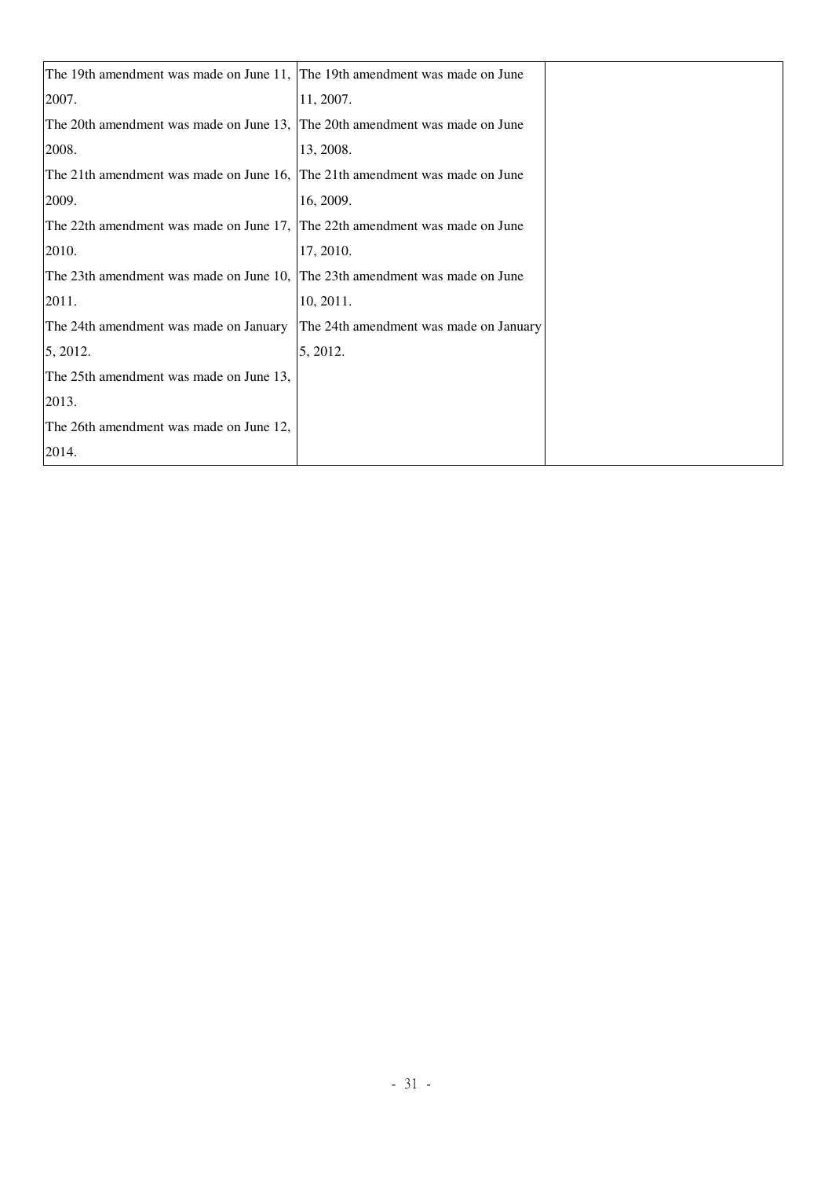| | | |
|---|---|---|
| The 19th amendment was made on June 11, 2007. | The 19th amendment was made on June 11, 2007. | |
| The 20th amendment was made on June 13, 2008. | The 20th amendment was made on June 13, 2008. | |
| The 21th amendment was made on June 16, 2009. | The 21th amendment was made on June 16, 2009. | |
| The 22th amendment was made on June 17, 2010. | The 22th amendment was made on June 17, 2010. | |
| The 23th amendment was made on June 10, 2011. | The 23th amendment was made on June 10, 2011. | |
| The 24th amendment was made on January 5, 2012. | The 24th amendment was made on January 5, 2012. | |
| The 25th amendment was made on June 13, 2013. | | |
| The 26th amendment was made on June 12, 2014. | | |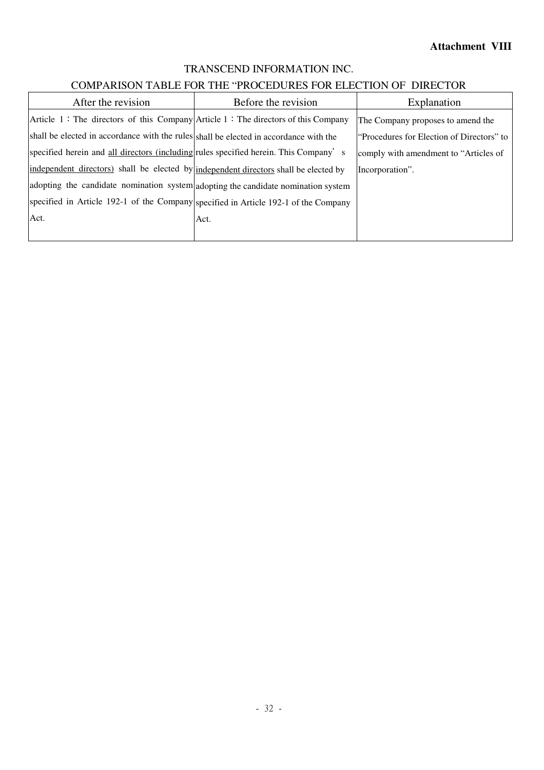**Attachment VIII**

TRANSCEND INFORMATION INC.

COMPARISON TABLE FOR THE "PROCEDURES FOR ELECTION OF DIRECTOR

| After the revision | Before the revision | Explanation |
|---|---|---|
| Article 1：The directors of this Company shall be elected in accordance with the rules specified herein and <u>all directors (including independent directors)</u> shall be elected by adopting the candidate nomination system specified in Article 192-1 of the Company Act. | Article 1：The directors of this Company shall be elected in accordance with the rules specified herein. This Company's <u>independent directors</u> shall be elected by adopting the candidate nomination system specified in Article 192-1 of the Company Act. | The Company proposes to amend the "Procedures for Election of Directors" to comply with amendment to "Articles of Incorporation". |